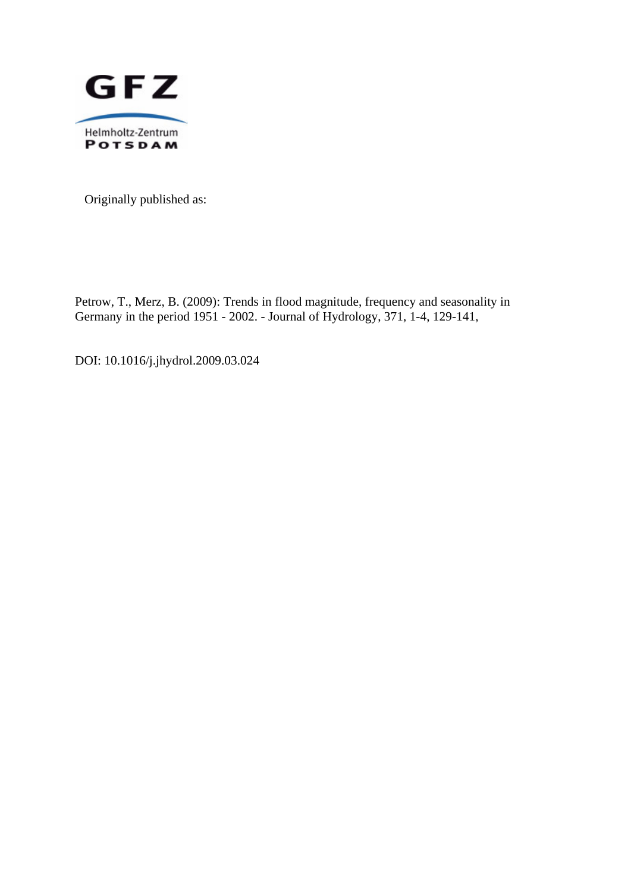GFZ

Helmholtz-Zentrum
POTSDAM

Originally published as:

Petrow, T., Merz, B. (2009): Trends in flood magnitude, frequency and seasonality in Germany in the period 1951 - 2002. - Journal of Hydrology, 371, 1-4, 129-141,

DOI: 10.1016/j.jhydrol.2009.03.024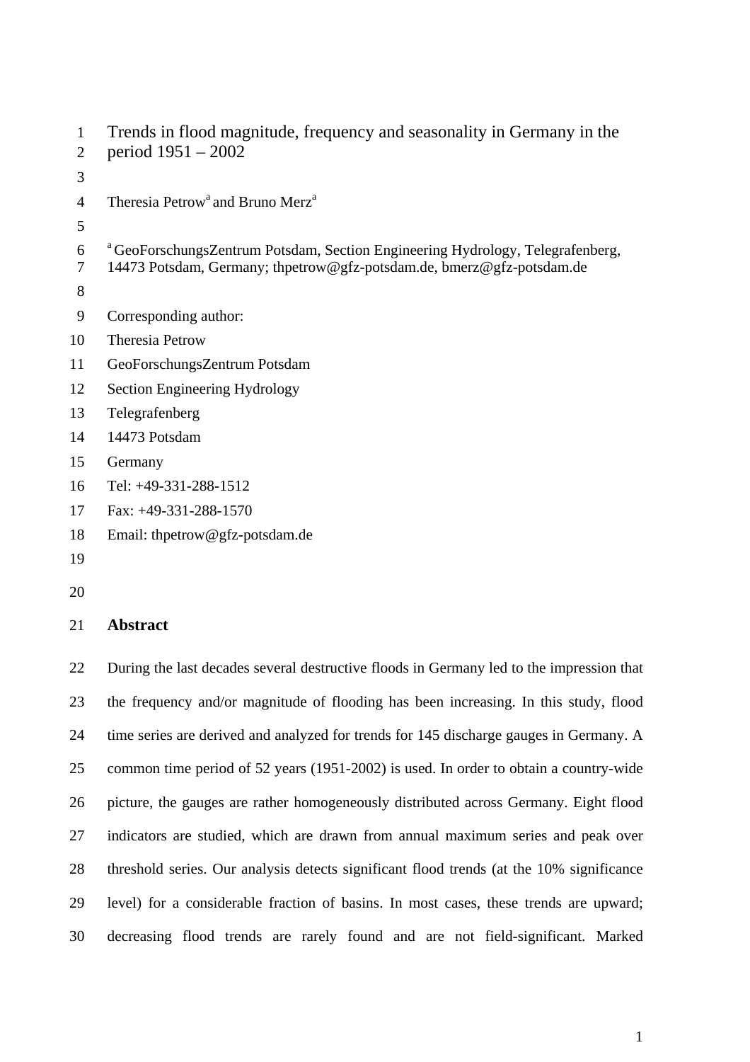# Trends in flood magnitude, frequency and seasonality in Germany in the period 1951 – 2002

Theresia Petrow[a] and Bruno Merz[a]

[a] GeoForschungsZentrum Potsdam, Section Engineering Hydrology, Telegrafenberg, 14473 Potsdam, Germany; thpetrow@gfz-potsdam.de, bmerz@gfz-potsdam.de

Corresponding author:
Theresia Petrow
GeoForschungsZentrum Potsdam
Section Engineering Hydrology
Telegrafenberg
14473 Potsdam
Germany
Tel: +49-331-288-1512
Fax: +49-331-288-1570
Email: thpetrow@gfz-potsdam.de

## Abstract

During the last decades several destructive floods in Germany led to the impression that the frequency and/or magnitude of flooding has been increasing. In this study, flood time series are derived and analyzed for trends for 145 discharge gauges in Germany. A common time period of 52 years (1951-2002) is used. In order to obtain a country-wide picture, the gauges are rather homogeneously distributed across Germany. Eight flood indicators are studied, which are drawn from annual maximum series and peak over threshold series. Our analysis detects significant flood trends (at the 10% significance level) for a considerable fraction of basins. In most cases, these trends are upward; decreasing flood trends are rarely found and are not field-significant. Marked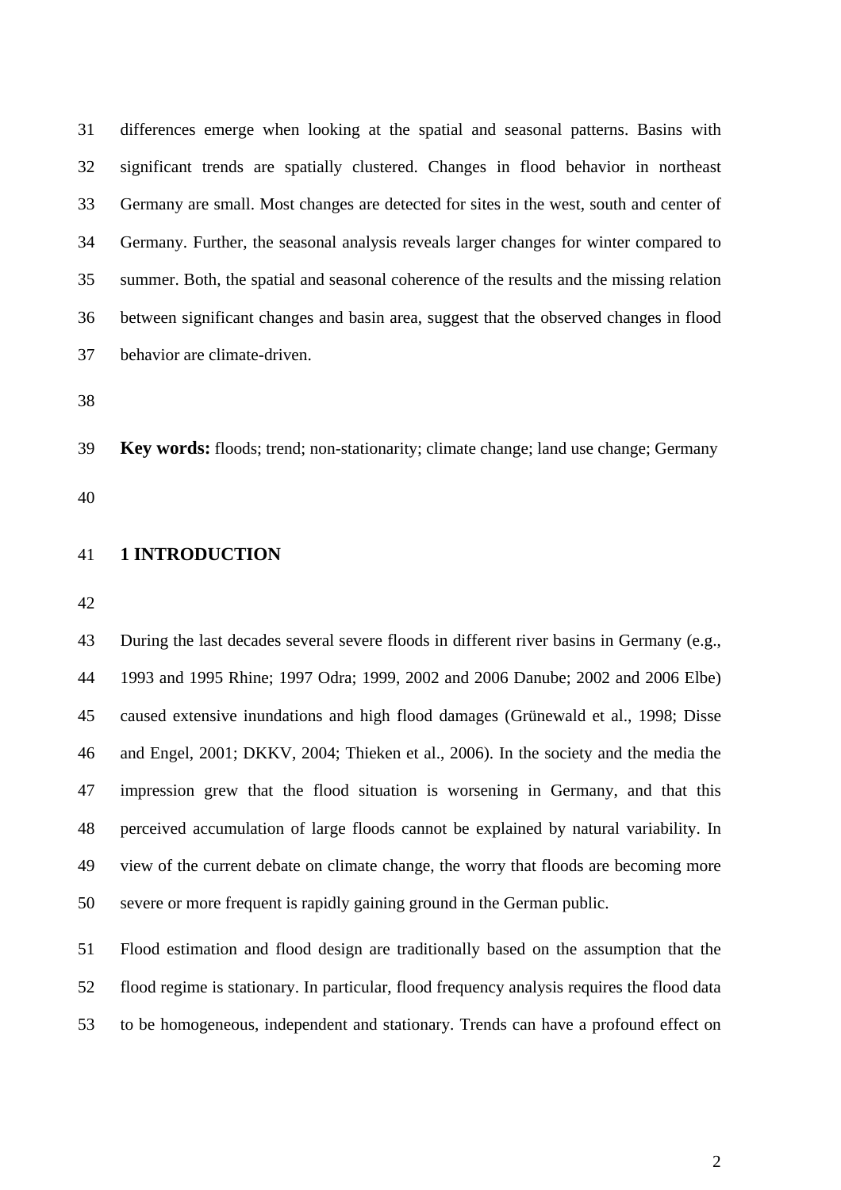differences emerge when looking at the spatial and seasonal patterns. Basins with significant trends are spatially clustered. Changes in flood behavior in northeast Germany are small. Most changes are detected for sites in the west, south and center of Germany. Further, the seasonal analysis reveals larger changes for winter compared to summer. Both, the spatial and seasonal coherence of the results and the missing relation between significant changes and basin area, suggest that the observed changes in flood behavior are climate-driven.

**Key words:** floods; trend; non-stationarity; climate change; land use change; Germany

## 1 INTRODUCTION

During the last decades several severe floods in different river basins in Germany (e.g., 1993 and 1995 Rhine; 1997 Odra; 1999, 2002 and 2006 Danube; 2002 and 2006 Elbe) caused extensive inundations and high flood damages (Grünewald et al., 1998; Disse and Engel, 2001; DKKV, 2004; Thieken et al., 2006). In the society and the media the impression grew that the flood situation is worsening in Germany, and that this perceived accumulation of large floods cannot be explained by natural variability. In view of the current debate on climate change, the worry that floods are becoming more severe or more frequent is rapidly gaining ground in the German public.

Flood estimation and flood design are traditionally based on the assumption that the flood regime is stationary. In particular, flood frequency analysis requires the flood data to be homogeneous, independent and stationary. Trends can have a profound effect on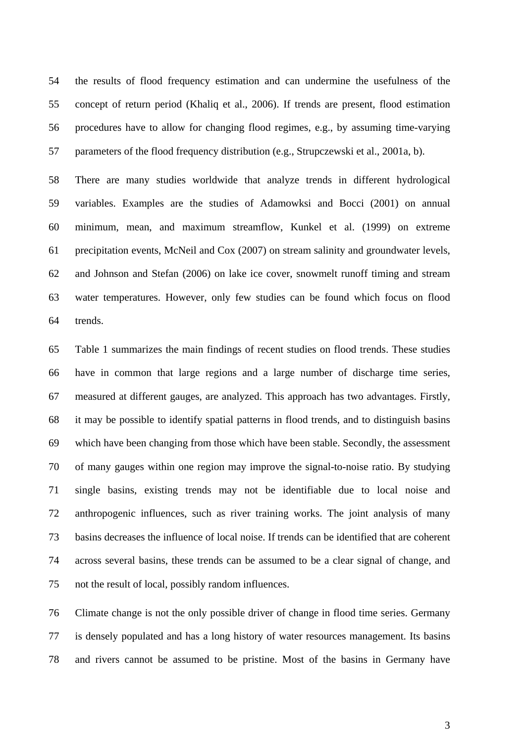the results of flood frequency estimation and can undermine the usefulness of the concept of return period (Khaliq et al., 2006). If trends are present, flood estimation procedures have to allow for changing flood regimes, e.g., by assuming time-varying parameters of the flood frequency distribution (e.g., Strupczewski et al., 2001a, b).

There are many studies worldwide that analyze trends in different hydrological variables. Examples are the studies of Adamowksi and Bocci (2001) on annual minimum, mean, and maximum streamflow, Kunkel et al. (1999) on extreme precipitation events, McNeil and Cox (2007) on stream salinity and groundwater levels, and Johnson and Stefan (2006) on lake ice cover, snowmelt runoff timing and stream water temperatures. However, only few studies can be found which focus on flood trends.

Table 1 summarizes the main findings of recent studies on flood trends. These studies have in common that large regions and a large number of discharge time series, measured at different gauges, are analyzed. This approach has two advantages. Firstly, it may be possible to identify spatial patterns in flood trends, and to distinguish basins which have been changing from those which have been stable. Secondly, the assessment of many gauges within one region may improve the signal-to-noise ratio. By studying single basins, existing trends may not be identifiable due to local noise and anthropogenic influences, such as river training works. The joint analysis of many basins decreases the influence of local noise. If trends can be identified that are coherent across several basins, these trends can be assumed to be a clear signal of change, and not the result of local, possibly random influences.

Climate change is not the only possible driver of change in flood time series. Germany is densely populated and has a long history of water resources management. Its basins and rivers cannot be assumed to be pristine. Most of the basins in Germany have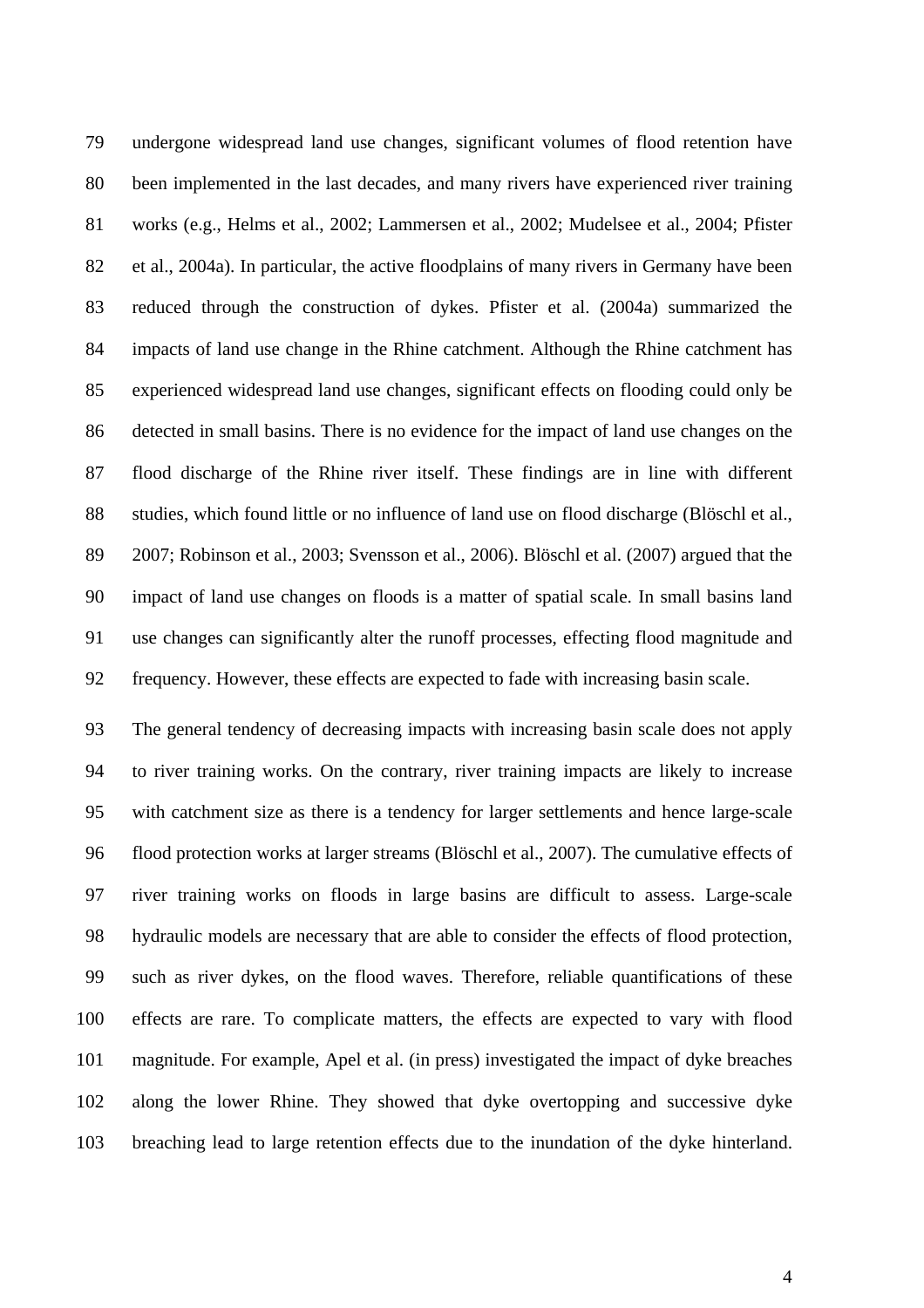undergone widespread land use changes, significant volumes of flood retention have been implemented in the last decades, and many rivers have experienced river training works (e.g., Helms et al., 2002; Lammersen et al., 2002; Mudelsee et al., 2004; Pfister et al., 2004a). In particular, the active floodplains of many rivers in Germany have been reduced through the construction of dykes. Pfister et al. (2004a) summarized the impacts of land use change in the Rhine catchment. Although the Rhine catchment has experienced widespread land use changes, significant effects on flooding could only be detected in small basins. There is no evidence for the impact of land use changes on the flood discharge of the Rhine river itself. These findings are in line with different studies, which found little or no influence of land use on flood discharge (Blöschl et al., 2007; Robinson et al., 2003; Svensson et al., 2006). Blöschl et al. (2007) argued that the impact of land use changes on floods is a matter of spatial scale. In small basins land use changes can significantly alter the runoff processes, effecting flood magnitude and frequency. However, these effects are expected to fade with increasing basin scale.

The general tendency of decreasing impacts with increasing basin scale does not apply to river training works. On the contrary, river training impacts are likely to increase with catchment size as there is a tendency for larger settlements and hence large-scale flood protection works at larger streams (Blöschl et al., 2007). The cumulative effects of river training works on floods in large basins are difficult to assess. Large-scale hydraulic models are necessary that are able to consider the effects of flood protection, such as river dykes, on the flood waves. Therefore, reliable quantifications of these effects are rare. To complicate matters, the effects are expected to vary with flood magnitude. For example, Apel et al. (in press) investigated the impact of dyke breaches along the lower Rhine. They showed that dyke overtopping and successive dyke breaching lead to large retention effects due to the inundation of the dyke hinterland.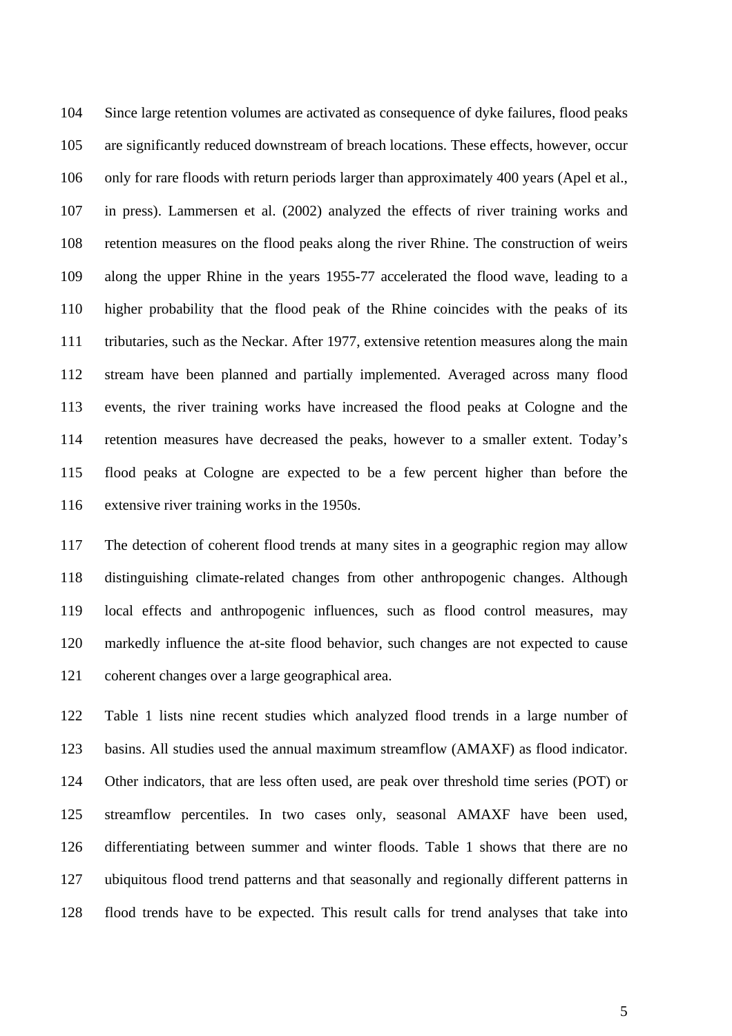Since large retention volumes are activated as consequence of dyke failures, flood peaks are significantly reduced downstream of breach locations. These effects, however, occur only for rare floods with return periods larger than approximately 400 years (Apel et al., in press). Lammersen et al. (2002) analyzed the effects of river training works and retention measures on the flood peaks along the river Rhine. The construction of weirs along the upper Rhine in the years 1955-77 accelerated the flood wave, leading to a higher probability that the flood peak of the Rhine coincides with the peaks of its tributaries, such as the Neckar. After 1977, extensive retention measures along the main stream have been planned and partially implemented. Averaged across many flood events, the river training works have increased the flood peaks at Cologne and the retention measures have decreased the peaks, however to a smaller extent. Today's flood peaks at Cologne are expected to be a few percent higher than before the extensive river training works in the 1950s.

The detection of coherent flood trends at many sites in a geographic region may allow distinguishing climate-related changes from other anthropogenic changes. Although local effects and anthropogenic influences, such as flood control measures, may markedly influence the at-site flood behavior, such changes are not expected to cause coherent changes over a large geographical area.

Table 1 lists nine recent studies which analyzed flood trends in a large number of basins. All studies used the annual maximum streamflow (AMAXF) as flood indicator. Other indicators, that are less often used, are peak over threshold time series (POT) or streamflow percentiles. In two cases only, seasonal AMAXF have been used, differentiating between summer and winter floods. Table 1 shows that there are no ubiquitous flood trend patterns and that seasonally and regionally different patterns in flood trends have to be expected. This result calls for trend analyses that take into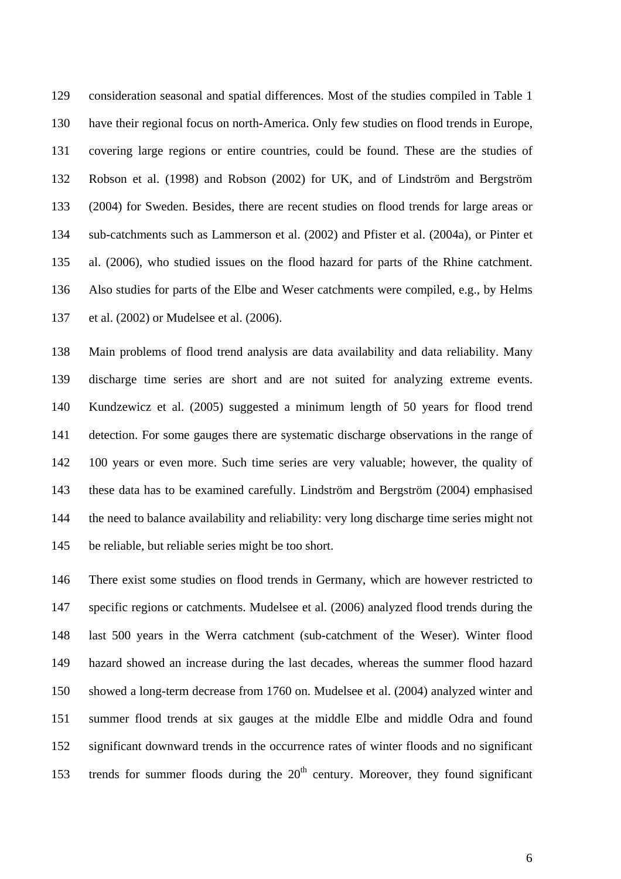consideration seasonal and spatial differences. Most of the studies compiled in Table 1 have their regional focus on north-America. Only few studies on flood trends in Europe, covering large regions or entire countries, could be found. These are the studies of Robson et al. (1998) and Robson (2002) for UK, and of Lindström and Bergström (2004) for Sweden. Besides, there are recent studies on flood trends for large areas or sub-catchments such as Lammerson et al. (2002) and Pfister et al. (2004a), or Pinter et al. (2006), who studied issues on the flood hazard for parts of the Rhine catchment. Also studies for parts of the Elbe and Weser catchments were compiled, e.g., by Helms et al. (2002) or Mudelsee et al. (2006).

Main problems of flood trend analysis are data availability and data reliability. Many discharge time series are short and are not suited for analyzing extreme events. Kundzewicz et al. (2005) suggested a minimum length of 50 years for flood trend detection. For some gauges there are systematic discharge observations in the range of 100 years or even more. Such time series are very valuable; however, the quality of these data has to be examined carefully. Lindström and Bergström (2004) emphasised the need to balance availability and reliability: very long discharge time series might not be reliable, but reliable series might be too short.

There exist some studies on flood trends in Germany, which are however restricted to specific regions or catchments. Mudelsee et al. (2006) analyzed flood trends during the last 500 years in the Werra catchment (sub-catchment of the Weser). Winter flood hazard showed an increase during the last decades, whereas the summer flood hazard showed a long-term decrease from 1760 on. Mudelsee et al. (2004) analyzed winter and summer flood trends at six gauges at the middle Elbe and middle Odra and found significant downward trends in the occurrence rates of winter floods and no significant trends for summer floods during the 20th century. Moreover, they found significant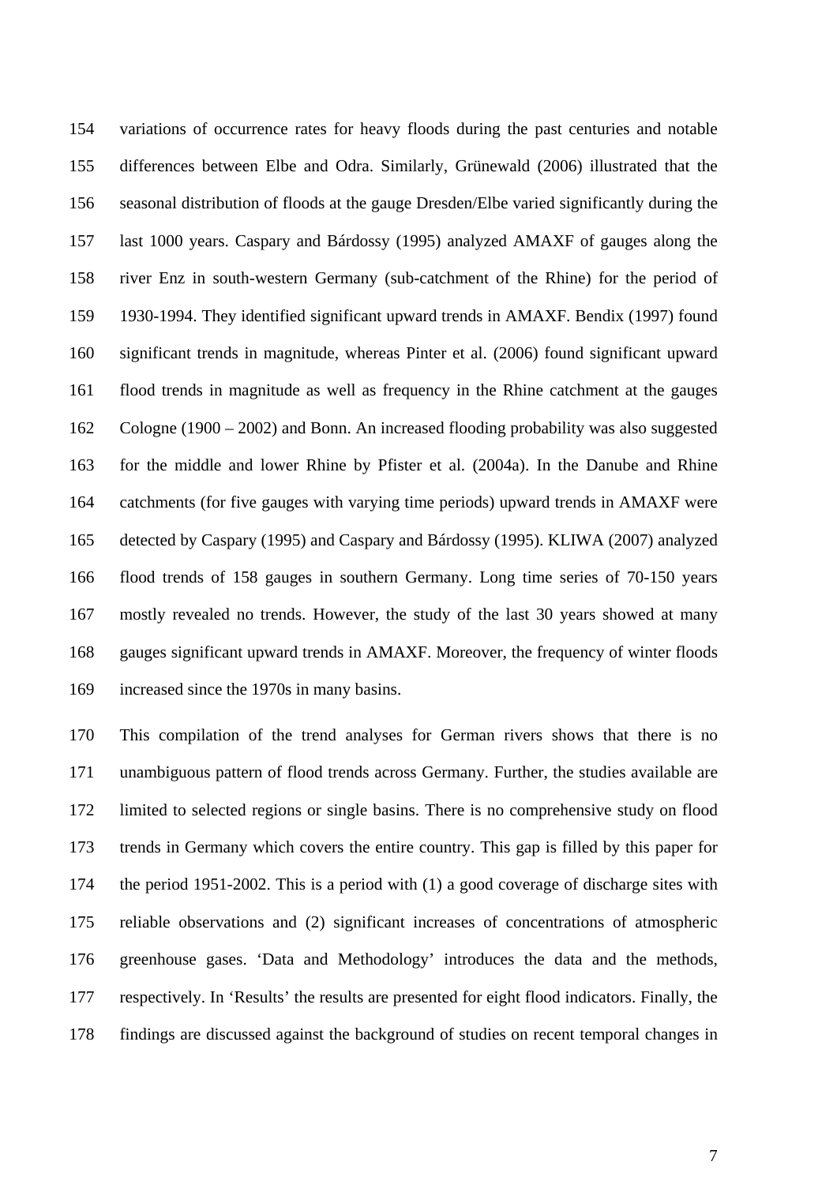variations of occurrence rates for heavy floods during the past centuries and notable differences between Elbe and Odra. Similarly, Grünewald (2006) illustrated that the seasonal distribution of floods at the gauge Dresden/Elbe varied significantly during the last 1000 years. Caspary and Bárdossy (1995) analyzed AMAXF of gauges along the river Enz in south-western Germany (sub-catchment of the Rhine) for the period of 1930-1994. They identified significant upward trends in AMAXF. Bendix (1997) found significant trends in magnitude, whereas Pinter et al. (2006) found significant upward flood trends in magnitude as well as frequency in the Rhine catchment at the gauges Cologne (1900 – 2002) and Bonn. An increased flooding probability was also suggested for the middle and lower Rhine by Pfister et al. (2004a). In the Danube and Rhine catchments (for five gauges with varying time periods) upward trends in AMAXF were detected by Caspary (1995) and Caspary and Bárdossy (1995). KLIWA (2007) analyzed flood trends of 158 gauges in southern Germany. Long time series of 70-150 years mostly revealed no trends. However, the study of the last 30 years showed at many gauges significant upward trends in AMAXF. Moreover, the frequency of winter floods increased since the 1970s in many basins.

This compilation of the trend analyses for German rivers shows that there is no unambiguous pattern of flood trends across Germany. Further, the studies available are limited to selected regions or single basins. There is no comprehensive study on flood trends in Germany which covers the entire country. This gap is filled by this paper for the period 1951-2002. This is a period with (1) a good coverage of discharge sites with reliable observations and (2) significant increases of concentrations of atmospheric greenhouse gases. 'Data and Methodology' introduces the data and the methods, respectively. In 'Results' the results are presented for eight flood indicators. Finally, the findings are discussed against the background of studies on recent temporal changes in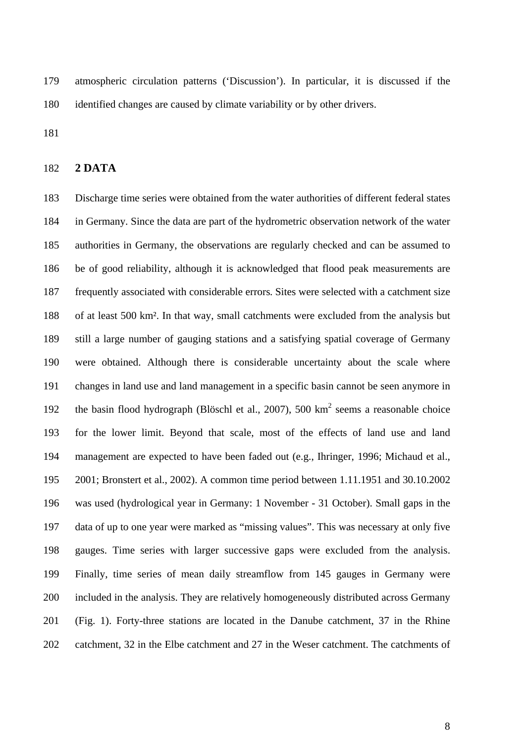atmospheric circulation patterns ('Discussion'). In particular, it is discussed if the identified changes are caused by climate variability or by other drivers.

## 2 DATA

Discharge time series were obtained from the water authorities of different federal states in Germany. Since the data are part of the hydrometric observation network of the water authorities in Germany, the observations are regularly checked and can be assumed to be of good reliability, although it is acknowledged that flood peak measurements are frequently associated with considerable errors. Sites were selected with a catchment size of at least 500 km². In that way, small catchments were excluded from the analysis but still a large number of gauging stations and a satisfying spatial coverage of Germany were obtained. Although there is considerable uncertainty about the scale where changes in land use and land management in a specific basin cannot be seen anymore in the basin flood hydrograph (Blöschl et al., 2007), 500 km$^2$ seems a reasonable choice for the lower limit. Beyond that scale, most of the effects of land use and land management are expected to have been faded out (e.g., Ihringer, 1996; Michaud et al., 2001; Bronstert et al., 2002). A common time period between 1.11.1951 and 30.10.2002 was used (hydrological year in Germany: 1 November - 31 October). Small gaps in the data of up to one year were marked as "missing values". This was necessary at only five gauges. Time series with larger successive gaps were excluded from the analysis. Finally, time series of mean daily streamflow from 145 gauges in Germany were included in the analysis. They are relatively homogeneously distributed across Germany (Fig. 1). Forty-three stations are located in the Danube catchment, 37 in the Rhine catchment, 32 in the Elbe catchment and 27 in the Weser catchment. The catchments of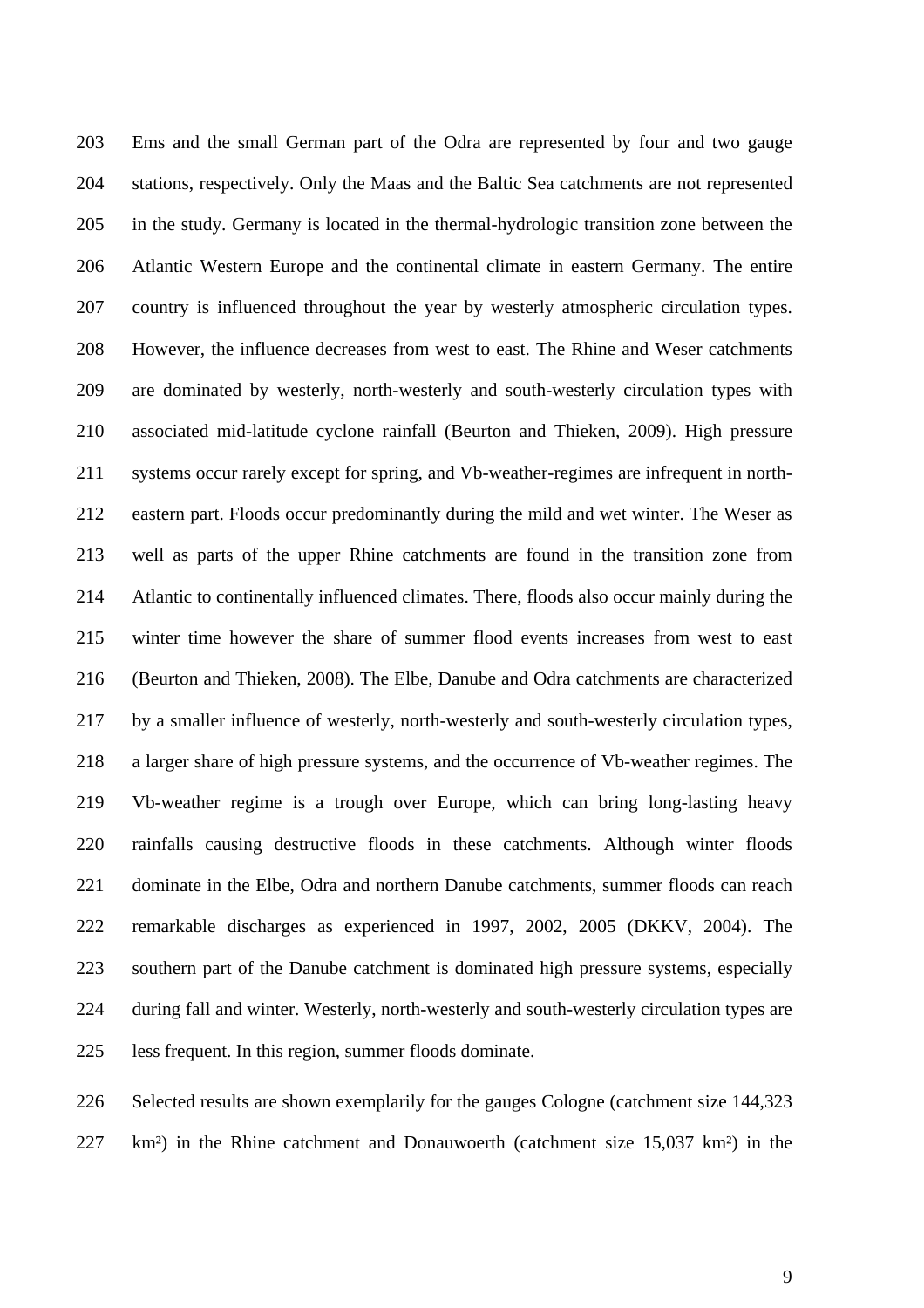Ems and the small German part of the Odra are represented by four and two gauge stations, respectively. Only the Maas and the Baltic Sea catchments are not represented in the study. Germany is located in the thermal-hydrologic transition zone between the Atlantic Western Europe and the continental climate in eastern Germany. The entire country is influenced throughout the year by westerly atmospheric circulation types. However, the influence decreases from west to east. The Rhine and Weser catchments are dominated by westerly, north-westerly and south-westerly circulation types with associated mid-latitude cyclone rainfall (Beurton and Thieken, 2009). High pressure systems occur rarely except for spring, and Vb-weather-regimes are infrequent in north-eastern part. Floods occur predominantly during the mild and wet winter. The Weser as well as parts of the upper Rhine catchments are found in the transition zone from Atlantic to continentally influenced climates. There, floods also occur mainly during the winter time however the share of summer flood events increases from west to east (Beurton and Thieken, 2008). The Elbe, Danube and Odra catchments are characterized by a smaller influence of westerly, north-westerly and south-westerly circulation types, a larger share of high pressure systems, and the occurrence of Vb-weather regimes. The Vb-weather regime is a trough over Europe, which can bring long-lasting heavy rainfalls causing destructive floods in these catchments. Although winter floods dominate in the Elbe, Odra and northern Danube catchments, summer floods can reach remarkable discharges as experienced in 1997, 2002, 2005 (DKKV, 2004). The southern part of the Danube catchment is dominated high pressure systems, especially during fall and winter. Westerly, north-westerly and south-westerly circulation types are less frequent. In this region, summer floods dominate.

Selected results are shown exemplarily for the gauges Cologne (catchment size 144,323 km²) in the Rhine catchment and Donauwoerth (catchment size 15,037 km²) in the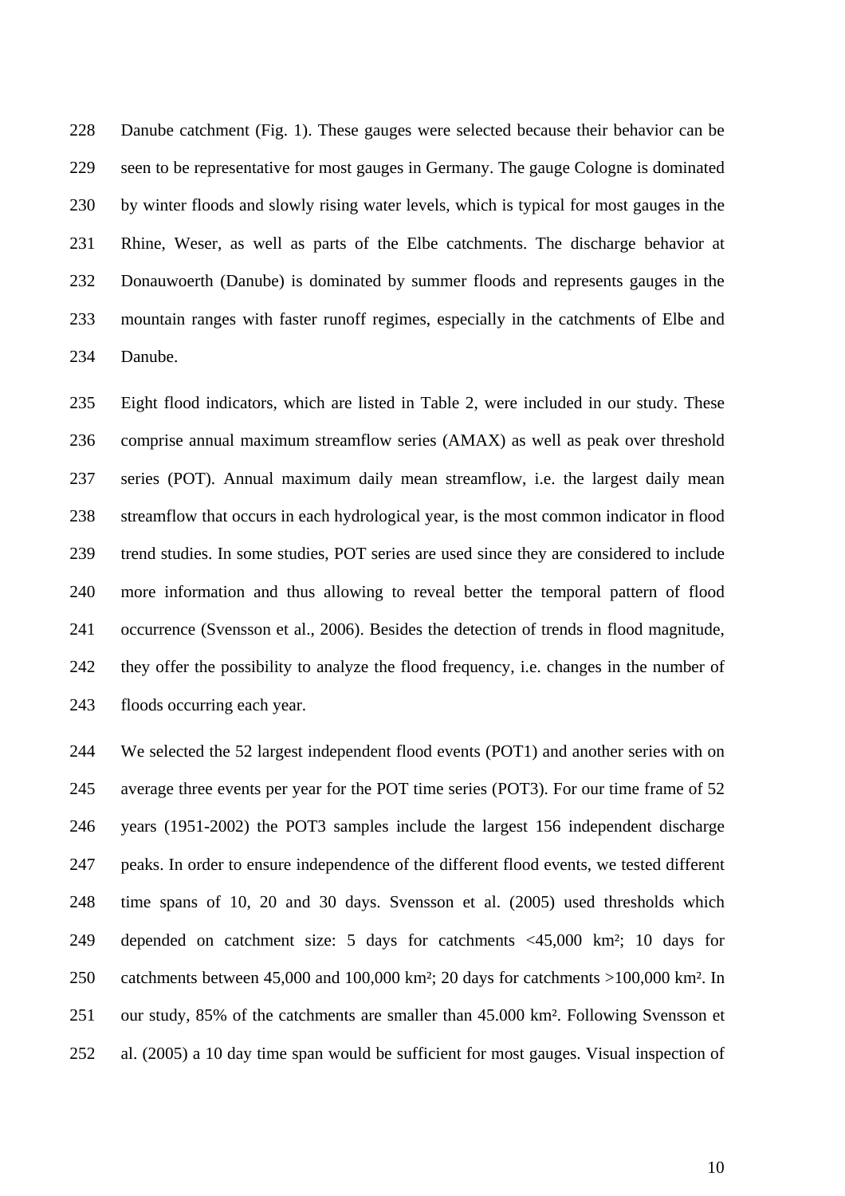Danube catchment (Fig. 1). These gauges were selected because their behavior can be seen to be representative for most gauges in Germany. The gauge Cologne is dominated by winter floods and slowly rising water levels, which is typical for most gauges in the Rhine, Weser, as well as parts of the Elbe catchments. The discharge behavior at Donauwoerth (Danube) is dominated by summer floods and represents gauges in the mountain ranges with faster runoff regimes, especially in the catchments of Elbe and Danube.

Eight flood indicators, which are listed in Table 2, were included in our study. These comprise annual maximum streamflow series (AMAX) as well as peak over threshold series (POT). Annual maximum daily mean streamflow, i.e. the largest daily mean streamflow that occurs in each hydrological year, is the most common indicator in flood trend studies. In some studies, POT series are used since they are considered to include more information and thus allowing to reveal better the temporal pattern of flood occurrence (Svensson et al., 2006). Besides the detection of trends in flood magnitude, they offer the possibility to analyze the flood frequency, i.e. changes in the number of floods occurring each year.

We selected the 52 largest independent flood events (POT1) and another series with on average three events per year for the POT time series (POT3). For our time frame of 52 years (1951-2002) the POT3 samples include the largest 156 independent discharge peaks. In order to ensure independence of the different flood events, we tested different time spans of 10, 20 and 30 days. Svensson et al. (2005) used thresholds which depended on catchment size: 5 days for catchments <45,000 km²; 10 days for catchments between 45,000 and 100,000 km²; 20 days for catchments >100,000 km². In our study, 85% of the catchments are smaller than 45.000 km². Following Svensson et al. (2005) a 10 day time span would be sufficient for most gauges. Visual inspection of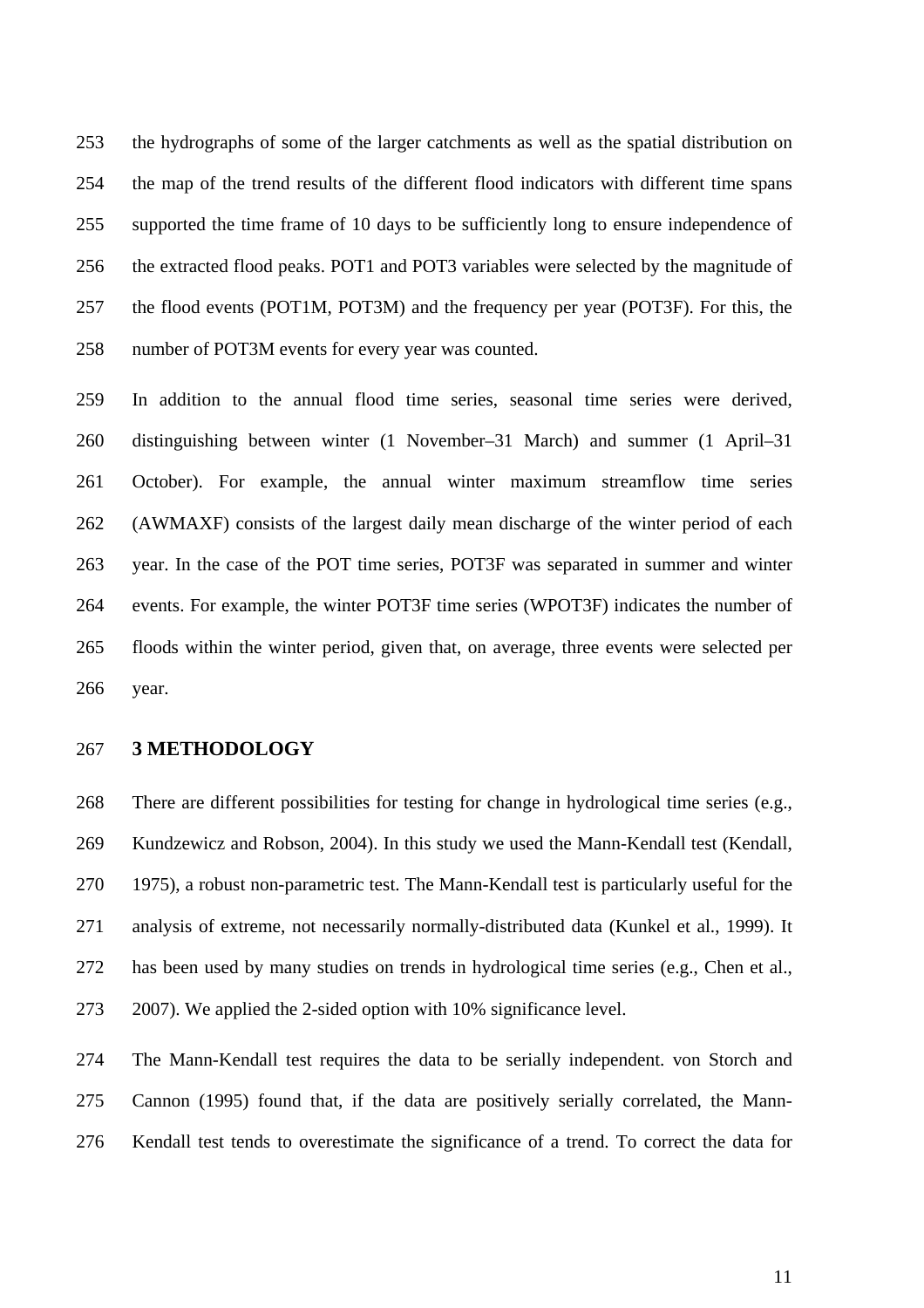the hydrographs of some of the larger catchments as well as the spatial distribution on the map of the trend results of the different flood indicators with different time spans supported the time frame of 10 days to be sufficiently long to ensure independence of the extracted flood peaks. POT1 and POT3 variables were selected by the magnitude of the flood events (POT1M, POT3M) and the frequency per year (POT3F). For this, the number of POT3M events for every year was counted.

In addition to the annual flood time series, seasonal time series were derived, distinguishing between winter (1 November–31 March) and summer (1 April–31 October). For example, the annual winter maximum streamflow time series (AWMAXF) consists of the largest daily mean discharge of the winter period of each year. In the case of the POT time series, POT3F was separated in summer and winter events. For example, the winter POT3F time series (WPOT3F) indicates the number of floods within the winter period, given that, on average, three events were selected per year.

## 3 METHODOLOGY

There are different possibilities for testing for change in hydrological time series (e.g., Kundzewicz and Robson, 2004). In this study we used the Mann-Kendall test (Kendall, 1975), a robust non-parametric test. The Mann-Kendall test is particularly useful for the analysis of extreme, not necessarily normally-distributed data (Kunkel et al., 1999). It has been used by many studies on trends in hydrological time series (e.g., Chen et al., 2007). We applied the 2-sided option with 10% significance level.

The Mann-Kendall test requires the data to be serially independent. von Storch and Cannon (1995) found that, if the data are positively serially correlated, the Mann-Kendall test tends to overestimate the significance of a trend. To correct the data for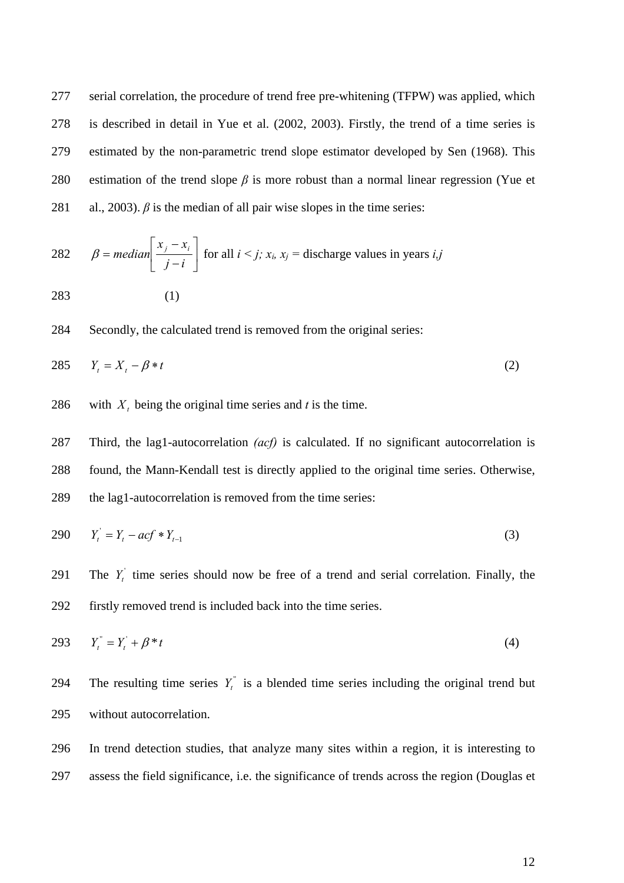serial correlation, the procedure of trend free pre-whitening (TFPW) was applied, which is described in detail in Yue et al. (2002, 2003). Firstly, the trend of a time series is estimated by the non-parametric trend slope estimator developed by Sen (1968). This estimation of the trend slope $\beta$ is more robust than a normal linear regression (Yue et al., 2003). $\beta$ is the median of all pair wise slopes in the time series:

$$\beta = median\left[\frac{x_j - x_i}{j - i}\right] \text{ for all } i < j;\ x_i, x_j = \text{discharge values in years } i,j \qquad (1)$$

Secondly, the calculated trend is removed from the original series:

$$Y_t = X_t - \beta * t \qquad (2)$$

with $X_t$ being the original time series and $t$ is the time.

Third, the lag1-autocorrelation *(acf)* is calculated. If no significant autocorrelation is found, the Mann-Kendall test is directly applied to the original time series. Otherwise, the lag1-autocorrelation is removed from the time series:

$$Y_t^{'} = Y_t - acf * Y_{t-1} \qquad (3)$$

The $Y_t^{'}$ time series should now be free of a trend and serial correlation. Finally, the firstly removed trend is included back into the time series.

$$Y_t^{''} = Y_t^{'} + \beta * t \qquad (4)$$

The resulting time series $Y_t^{''}$ is a blended time series including the original trend but without autocorrelation.

In trend detection studies, that analyze many sites within a region, it is interesting to assess the field significance, i.e. the significance of trends across the region (Douglas et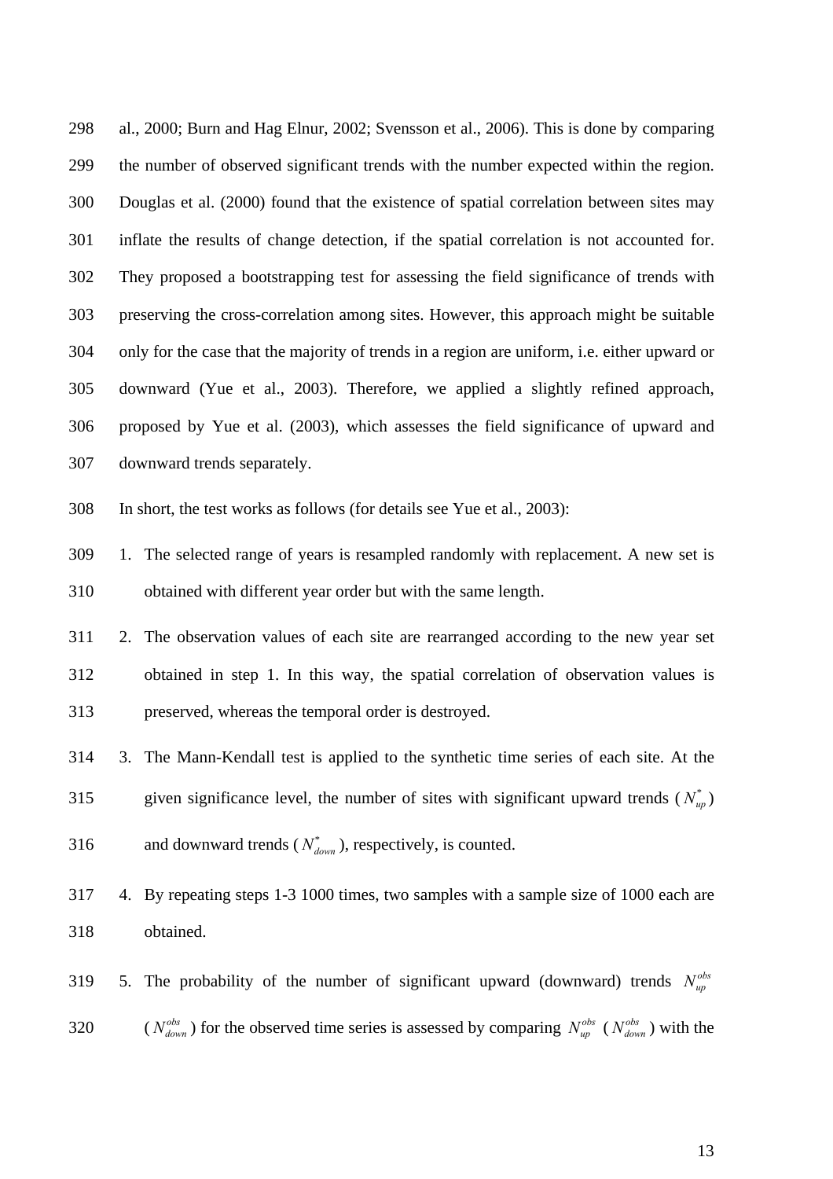al., 2000; Burn and Hag Elnur, 2002; Svensson et al., 2006). This is done by comparing the number of observed significant trends with the number expected within the region. Douglas et al. (2000) found that the existence of spatial correlation between sites may inflate the results of change detection, if the spatial correlation is not accounted for. They proposed a bootstrapping test for assessing the field significance of trends with preserving the cross-correlation among sites. However, this approach might be suitable only for the case that the majority of trends in a region are uniform, i.e. either upward or downward (Yue et al., 2003). Therefore, we applied a slightly refined approach, proposed by Yue et al. (2003), which assesses the field significance of upward and downward trends separately.

In short, the test works as follows (for details see Yue et al., 2003):

1. The selected range of years is resampled randomly with replacement. A new set is obtained with different year order but with the same length.
2. The observation values of each site are rearranged according to the new year set obtained in step 1. In this way, the spatial correlation of observation values is preserved, whereas the temporal order is destroyed.
3. The Mann-Kendall test is applied to the synthetic time series of each site. At the given significance level, the number of sites with significant upward trends ($N_{up}^{*}$) and downward trends ($N_{down}^{*}$), respectively, is counted.
4. By repeating steps 1-3 1000 times, two samples with a sample size of 1000 each are obtained.
5. The probability of the number of significant upward (downward) trends $N_{up}^{obs}$ ($N_{down}^{obs}$) for the observed time series is assessed by comparing $N_{up}^{obs}$ ($N_{down}^{obs}$) with the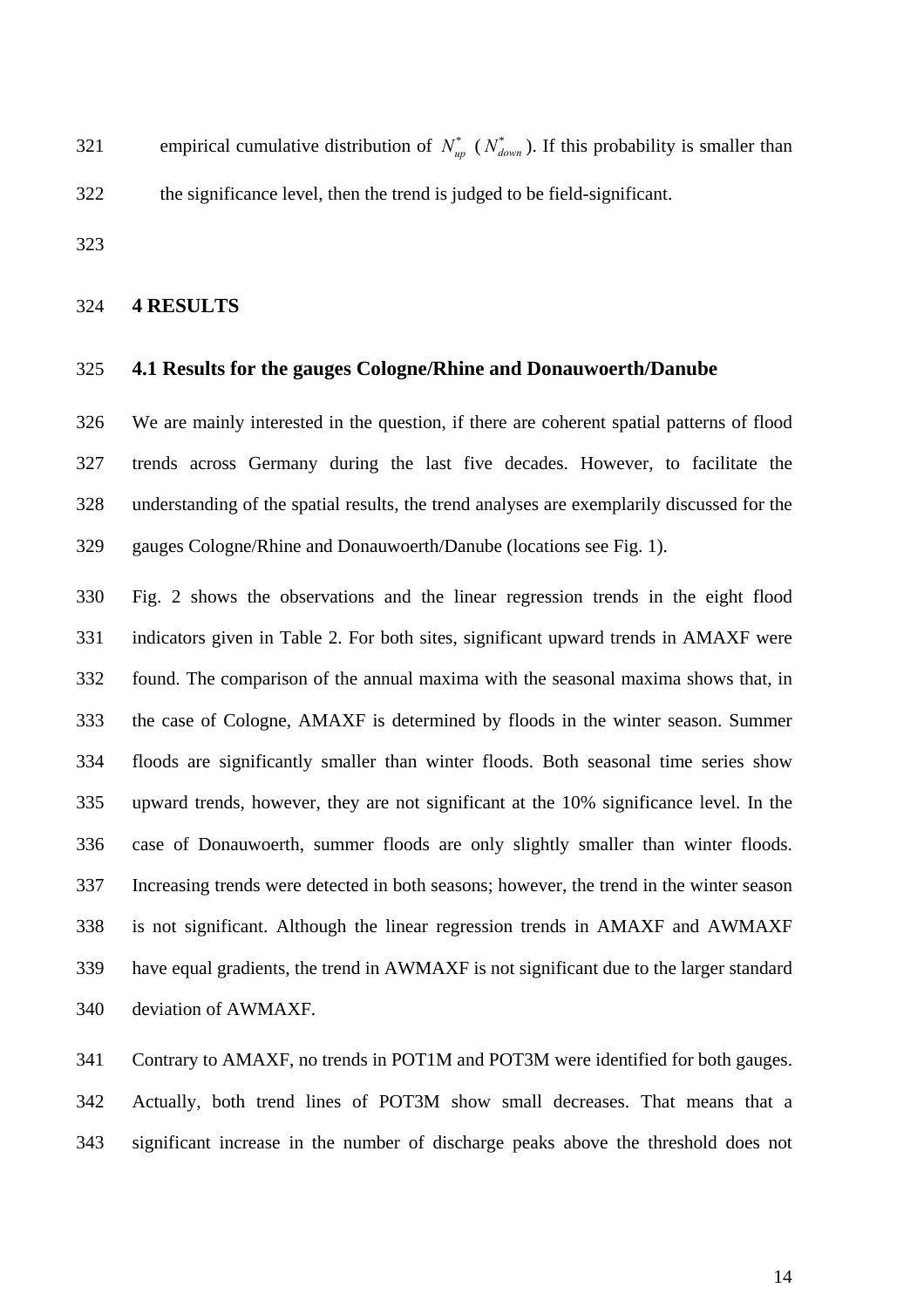empirical cumulative distribution of $N^*_{up}$ ($N^*_{down}$). If this probability is smaller than the significance level, then the trend is judged to be field-significant.

## 4 RESULTS

### 4.1 Results for the gauges Cologne/Rhine and Donauwoerth/Danube

We are mainly interested in the question, if there are coherent spatial patterns of flood trends across Germany during the last five decades. However, to facilitate the understanding of the spatial results, the trend analyses are exemplarily discussed for the gauges Cologne/Rhine and Donauwoerth/Danube (locations see Fig. 1).

Fig. 2 shows the observations and the linear regression trends in the eight flood indicators given in Table 2. For both sites, significant upward trends in AMAXF were found. The comparison of the annual maxima with the seasonal maxima shows that, in the case of Cologne, AMAXF is determined by floods in the winter season. Summer floods are significantly smaller than winter floods. Both seasonal time series show upward trends, however, they are not significant at the 10% significance level. In the case of Donauwoerth, summer floods are only slightly smaller than winter floods. Increasing trends were detected in both seasons; however, the trend in the winter season is not significant. Although the linear regression trends in AMAXF and AWMAXF have equal gradients, the trend in AWMAXF is not significant due to the larger standard deviation of AWMAXF.

Contrary to AMAXF, no trends in POT1M and POT3M were identified for both gauges. Actually, both trend lines of POT3M show small decreases. That means that a significant increase in the number of discharge peaks above the threshold does not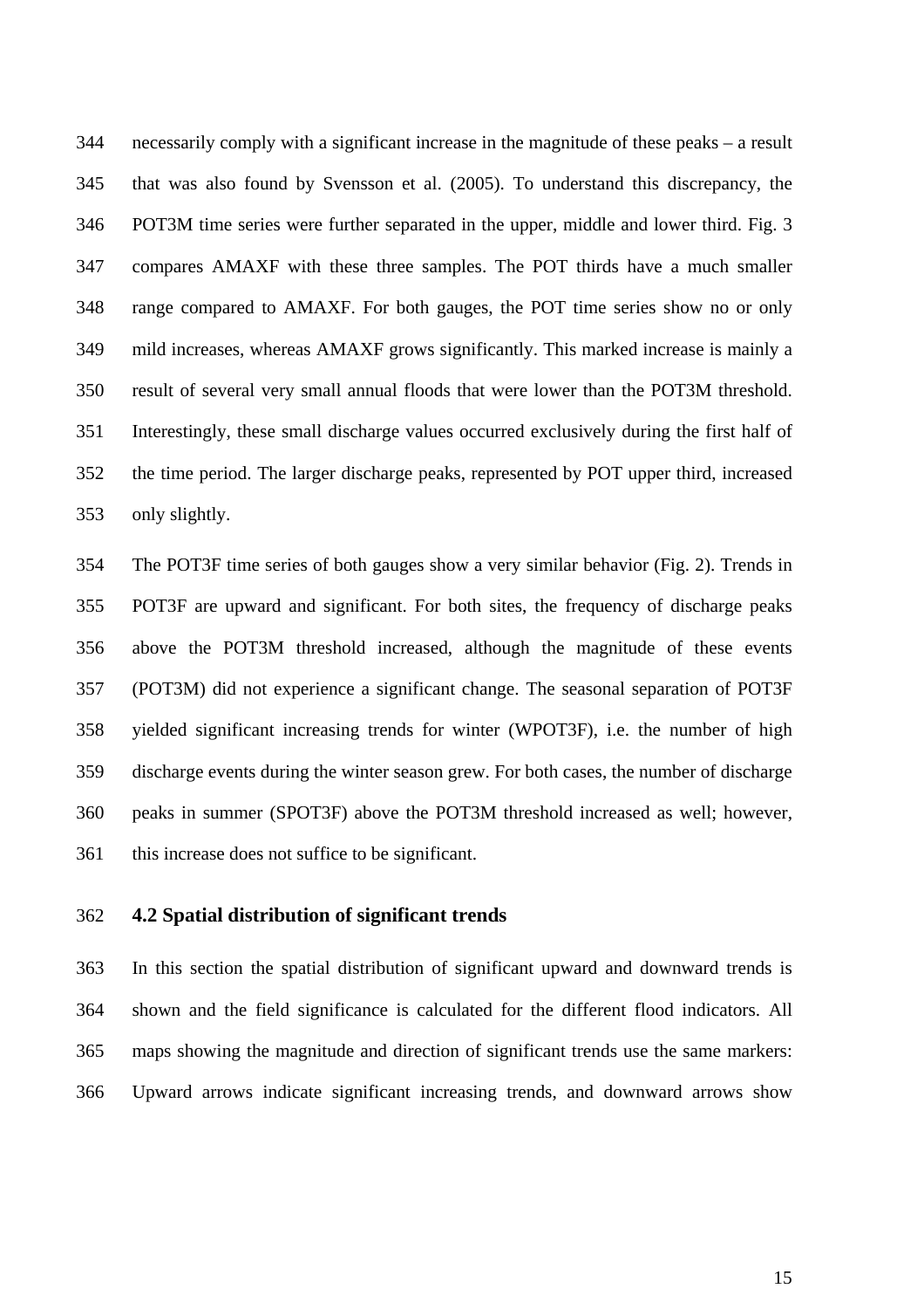necessarily comply with a significant increase in the magnitude of these peaks – a result that was also found by Svensson et al. (2005). To understand this discrepancy, the POT3M time series were further separated in the upper, middle and lower third. Fig. 3 compares AMAXF with these three samples. The POT thirds have a much smaller range compared to AMAXF. For both gauges, the POT time series show no or only mild increases, whereas AMAXF grows significantly. This marked increase is mainly a result of several very small annual floods that were lower than the POT3M threshold. Interestingly, these small discharge values occurred exclusively during the first half of the time period. The larger discharge peaks, represented by POT upper third, increased only slightly.

The POT3F time series of both gauges show a very similar behavior (Fig. 2). Trends in POT3F are upward and significant. For both sites, the frequency of discharge peaks above the POT3M threshold increased, although the magnitude of these events (POT3M) did not experience a significant change. The seasonal separation of POT3F yielded significant increasing trends for winter (WPOT3F), i.e. the number of high discharge events during the winter season grew. For both cases, the number of discharge peaks in summer (SPOT3F) above the POT3M threshold increased as well; however, this increase does not suffice to be significant.

### 4.2 Spatial distribution of significant trends

In this section the spatial distribution of significant upward and downward trends is shown and the field significance is calculated for the different flood indicators. All maps showing the magnitude and direction of significant trends use the same markers: Upward arrows indicate significant increasing trends, and downward arrows show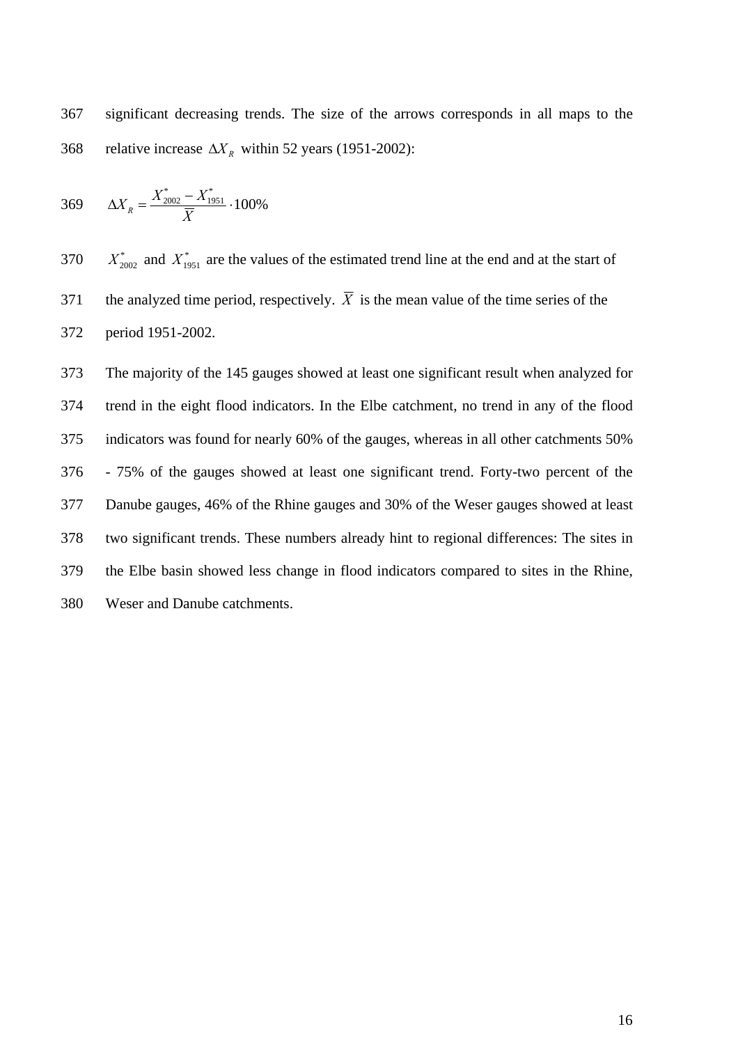significant decreasing trends. The size of the arrows corresponds in all maps to the relative increase $\Delta X_R$ within 52 years (1951-2002):

$$\Delta X_R = \frac{X^*_{2002} - X^*_{1951}}{\overline{X}} \cdot 100\%$$

$X^*_{2002}$ and $X^*_{1951}$ are the values of the estimated trend line at the end and at the start of the analyzed time period, respectively. $\overline{X}$ is the mean value of the time series of the period 1951-2002.

The majority of the 145 gauges showed at least one significant result when analyzed for trend in the eight flood indicators. In the Elbe catchment, no trend in any of the flood indicators was found for nearly 60% of the gauges, whereas in all other catchments 50% - 75% of the gauges showed at least one significant trend. Forty-two percent of the Danube gauges, 46% of the Rhine gauges and 30% of the Weser gauges showed at least two significant trends. These numbers already hint to regional differences: The sites in the Elbe basin showed less change in flood indicators compared to sites in the Rhine, Weser and Danube catchments.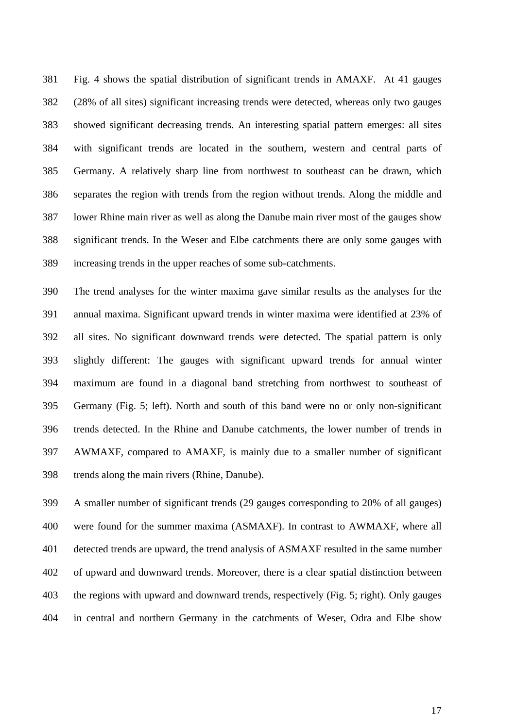Fig. 4 shows the spatial distribution of significant trends in AMAXF. At 41 gauges (28% of all sites) significant increasing trends were detected, whereas only two gauges showed significant decreasing trends. An interesting spatial pattern emerges: all sites with significant trends are located in the southern, western and central parts of Germany. A relatively sharp line from northwest to southeast can be drawn, which separates the region with trends from the region without trends. Along the middle and lower Rhine main river as well as along the Danube main river most of the gauges show significant trends. In the Weser and Elbe catchments there are only some gauges with increasing trends in the upper reaches of some sub-catchments.

The trend analyses for the winter maxima gave similar results as the analyses for the annual maxima. Significant upward trends in winter maxima were identified at 23% of all sites. No significant downward trends were detected. The spatial pattern is only slightly different: The gauges with significant upward trends for annual winter maximum are found in a diagonal band stretching from northwest to southeast of Germany (Fig. 5; left). North and south of this band were no or only non-significant trends detected. In the Rhine and Danube catchments, the lower number of trends in AWMAXF, compared to AMAXF, is mainly due to a smaller number of significant trends along the main rivers (Rhine, Danube).

A smaller number of significant trends (29 gauges corresponding to 20% of all gauges) were found for the summer maxima (ASMAXF). In contrast to AWMAXF, where all detected trends are upward, the trend analysis of ASMAXF resulted in the same number of upward and downward trends. Moreover, there is a clear spatial distinction between the regions with upward and downward trends, respectively (Fig. 5; right). Only gauges in central and northern Germany in the catchments of Weser, Odra and Elbe show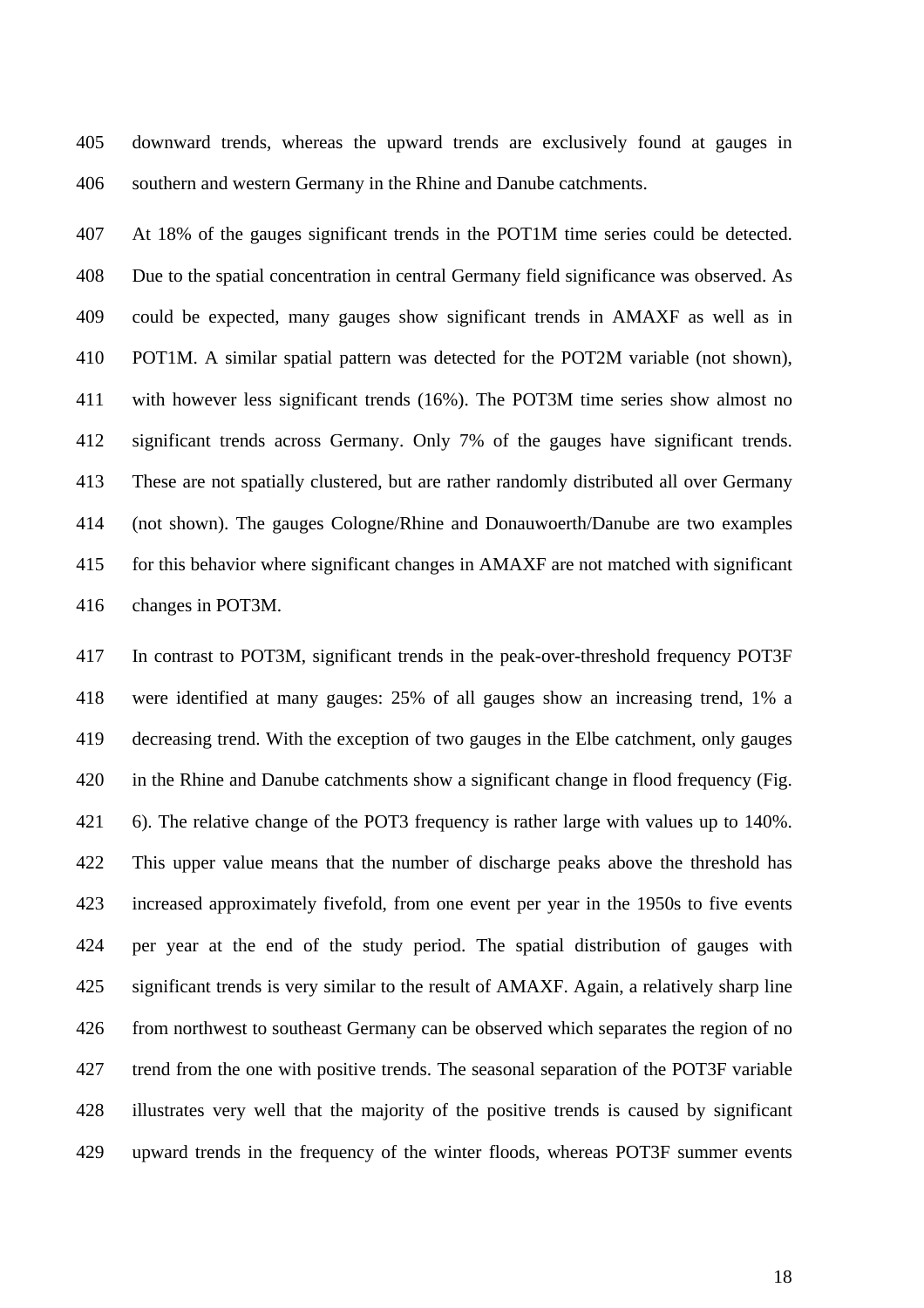downward trends, whereas the upward trends are exclusively found at gauges in southern and western Germany in the Rhine and Danube catchments.

At 18% of the gauges significant trends in the POT1M time series could be detected. Due to the spatial concentration in central Germany field significance was observed. As could be expected, many gauges show significant trends in AMAXF as well as in POT1M. A similar spatial pattern was detected for the POT2M variable (not shown), with however less significant trends (16%). The POT3M time series show almost no significant trends across Germany. Only 7% of the gauges have significant trends. These are not spatially clustered, but are rather randomly distributed all over Germany (not shown). The gauges Cologne/Rhine and Donauwoerth/Danube are two examples for this behavior where significant changes in AMAXF are not matched with significant changes in POT3M.

In contrast to POT3M, significant trends in the peak-over-threshold frequency POT3F were identified at many gauges: 25% of all gauges show an increasing trend, 1% a decreasing trend. With the exception of two gauges in the Elbe catchment, only gauges in the Rhine and Danube catchments show a significant change in flood frequency (Fig. 6). The relative change of the POT3 frequency is rather large with values up to 140%. This upper value means that the number of discharge peaks above the threshold has increased approximately fivefold, from one event per year in the 1950s to five events per year at the end of the study period. The spatial distribution of gauges with significant trends is very similar to the result of AMAXF. Again, a relatively sharp line from northwest to southeast Germany can be observed which separates the region of no trend from the one with positive trends. The seasonal separation of the POT3F variable illustrates very well that the majority of the positive trends is caused by significant upward trends in the frequency of the winter floods, whereas POT3F summer events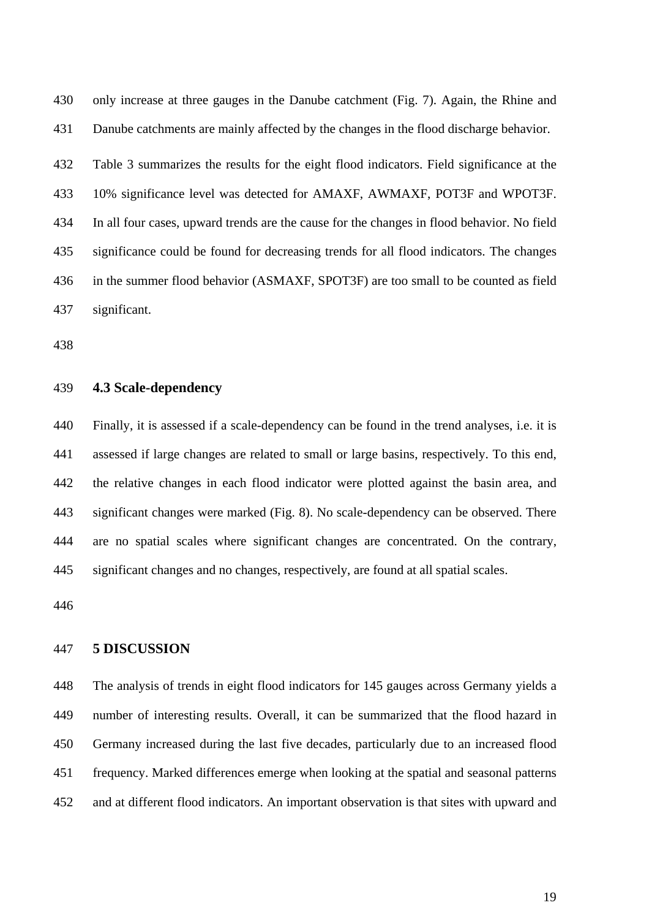only increase at three gauges in the Danube catchment (Fig. 7). Again, the Rhine and Danube catchments are mainly affected by the changes in the flood discharge behavior.

Table 3 summarizes the results for the eight flood indicators. Field significance at the 10% significance level was detected for AMAXF, AWMAXF, POT3F and WPOT3F. In all four cases, upward trends are the cause for the changes in flood behavior. No field significance could be found for decreasing trends for all flood indicators. The changes in the summer flood behavior (ASMAXF, SPOT3F) are too small to be counted as field significant.

### 4.3 Scale-dependency

Finally, it is assessed if a scale-dependency can be found in the trend analyses, i.e. it is assessed if large changes are related to small or large basins, respectively. To this end, the relative changes in each flood indicator were plotted against the basin area, and significant changes were marked (Fig. 8). No scale-dependency can be observed. There are no spatial scales where significant changes are concentrated. On the contrary, significant changes and no changes, respectively, are found at all spatial scales.

## 5 DISCUSSION

The analysis of trends in eight flood indicators for 145 gauges across Germany yields a number of interesting results. Overall, it can be summarized that the flood hazard in Germany increased during the last five decades, particularly due to an increased flood frequency. Marked differences emerge when looking at the spatial and seasonal patterns and at different flood indicators. An important observation is that sites with upward and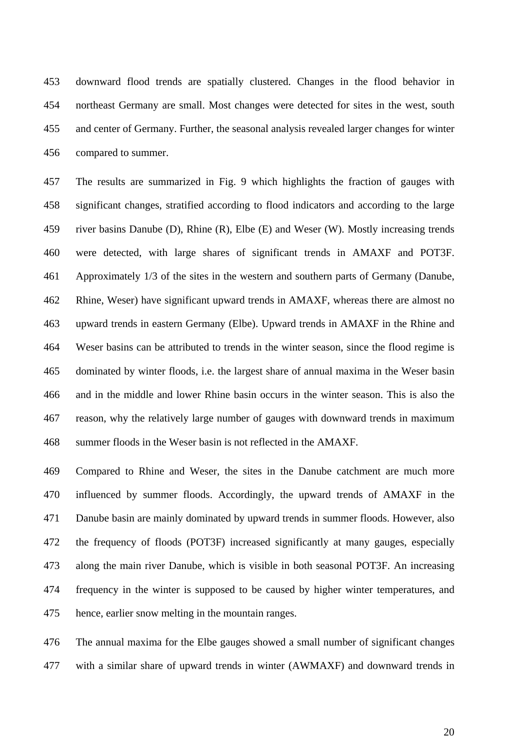downward flood trends are spatially clustered. Changes in the flood behavior in northeast Germany are small. Most changes were detected for sites in the west, south and center of Germany. Further, the seasonal analysis revealed larger changes for winter compared to summer.

The results are summarized in Fig. 9 which highlights the fraction of gauges with significant changes, stratified according to flood indicators and according to the large river basins Danube (D), Rhine (R), Elbe (E) and Weser (W). Mostly increasing trends were detected, with large shares of significant trends in AMAXF and POT3F. Approximately 1/3 of the sites in the western and southern parts of Germany (Danube, Rhine, Weser) have significant upward trends in AMAXF, whereas there are almost no upward trends in eastern Germany (Elbe). Upward trends in AMAXF in the Rhine and Weser basins can be attributed to trends in the winter season, since the flood regime is dominated by winter floods, i.e. the largest share of annual maxima in the Weser basin and in the middle and lower Rhine basin occurs in the winter season. This is also the reason, why the relatively large number of gauges with downward trends in maximum summer floods in the Weser basin is not reflected in the AMAXF.

Compared to Rhine and Weser, the sites in the Danube catchment are much more influenced by summer floods. Accordingly, the upward trends of AMAXF in the Danube basin are mainly dominated by upward trends in summer floods. However, also the frequency of floods (POT3F) increased significantly at many gauges, especially along the main river Danube, which is visible in both seasonal POT3F. An increasing frequency in the winter is supposed to be caused by higher winter temperatures, and hence, earlier snow melting in the mountain ranges.

The annual maxima for the Elbe gauges showed a small number of significant changes with a similar share of upward trends in winter (AWMAXF) and downward trends in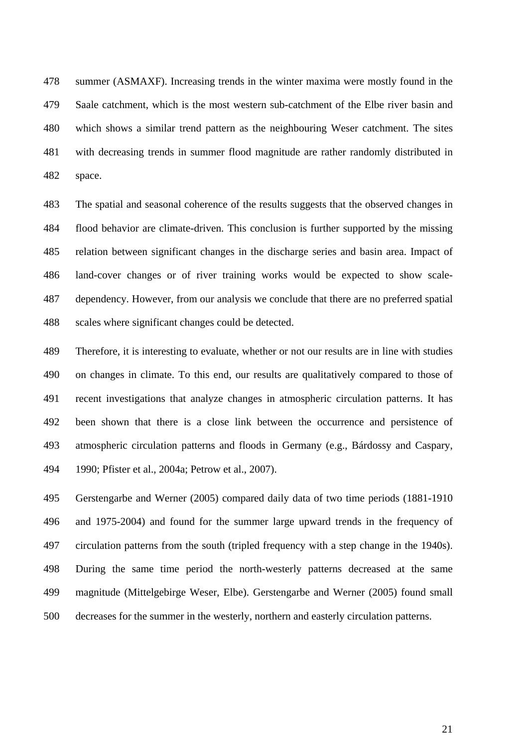summer (ASMAXF). Increasing trends in the winter maxima were mostly found in the Saale catchment, which is the most western sub-catchment of the Elbe river basin and which shows a similar trend pattern as the neighbouring Weser catchment. The sites with decreasing trends in summer flood magnitude are rather randomly distributed in space.

The spatial and seasonal coherence of the results suggests that the observed changes in flood behavior are climate-driven. This conclusion is further supported by the missing relation between significant changes in the discharge series and basin area. Impact of land-cover changes or of river training works would be expected to show scale-dependency. However, from our analysis we conclude that there are no preferred spatial scales where significant changes could be detected.

Therefore, it is interesting to evaluate, whether or not our results are in line with studies on changes in climate. To this end, our results are qualitatively compared to those of recent investigations that analyze changes in atmospheric circulation patterns. It has been shown that there is a close link between the occurrence and persistence of atmospheric circulation patterns and floods in Germany (e.g., Bárdossy and Caspary, 1990; Pfister et al., 2004a; Petrow et al., 2007).

Gerstengarbe and Werner (2005) compared daily data of two time periods (1881-1910 and 1975-2004) and found for the summer large upward trends in the frequency of circulation patterns from the south (tripled frequency with a step change in the 1940s). During the same time period the north-westerly patterns decreased at the same magnitude (Mittelgebirge Weser, Elbe). Gerstengarbe and Werner (2005) found small decreases for the summer in the westerly, northern and easterly circulation patterns.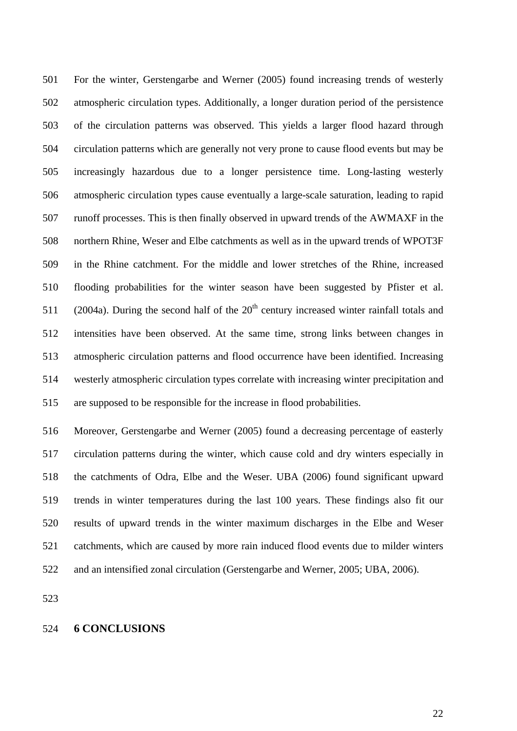For the winter, Gerstengarbe and Werner (2005) found increasing trends of westerly atmospheric circulation types. Additionally, a longer duration period of the persistence of the circulation patterns was observed. This yields a larger flood hazard through circulation patterns which are generally not very prone to cause flood events but may be increasingly hazardous due to a longer persistence time. Long-lasting westerly atmospheric circulation types cause eventually a large-scale saturation, leading to rapid runoff processes. This is then finally observed in upward trends of the AWMAXF in the northern Rhine, Weser and Elbe catchments as well as in the upward trends of WPOT3F in the Rhine catchment. For the middle and lower stretches of the Rhine, increased flooding probabilities for the winter season have been suggested by Pfister et al. (2004a). During the second half of the $20^{th}$ century increased winter rainfall totals and intensities have been observed. At the same time, strong links between changes in atmospheric circulation patterns and flood occurrence have been identified. Increasing westerly atmospheric circulation types correlate with increasing winter precipitation and are supposed to be responsible for the increase in flood probabilities.

Moreover, Gerstengarbe and Werner (2005) found a decreasing percentage of easterly circulation patterns during the winter, which cause cold and dry winters especially in the catchments of Odra, Elbe and the Weser. UBA (2006) found significant upward trends in winter temperatures during the last 100 years. These findings also fit our results of upward trends in the winter maximum discharges in the Elbe and Weser catchments, which are caused by more rain induced flood events due to milder winters and an intensified zonal circulation (Gerstengarbe and Werner, 2005; UBA, 2006).

## 6 CONCLUSIONS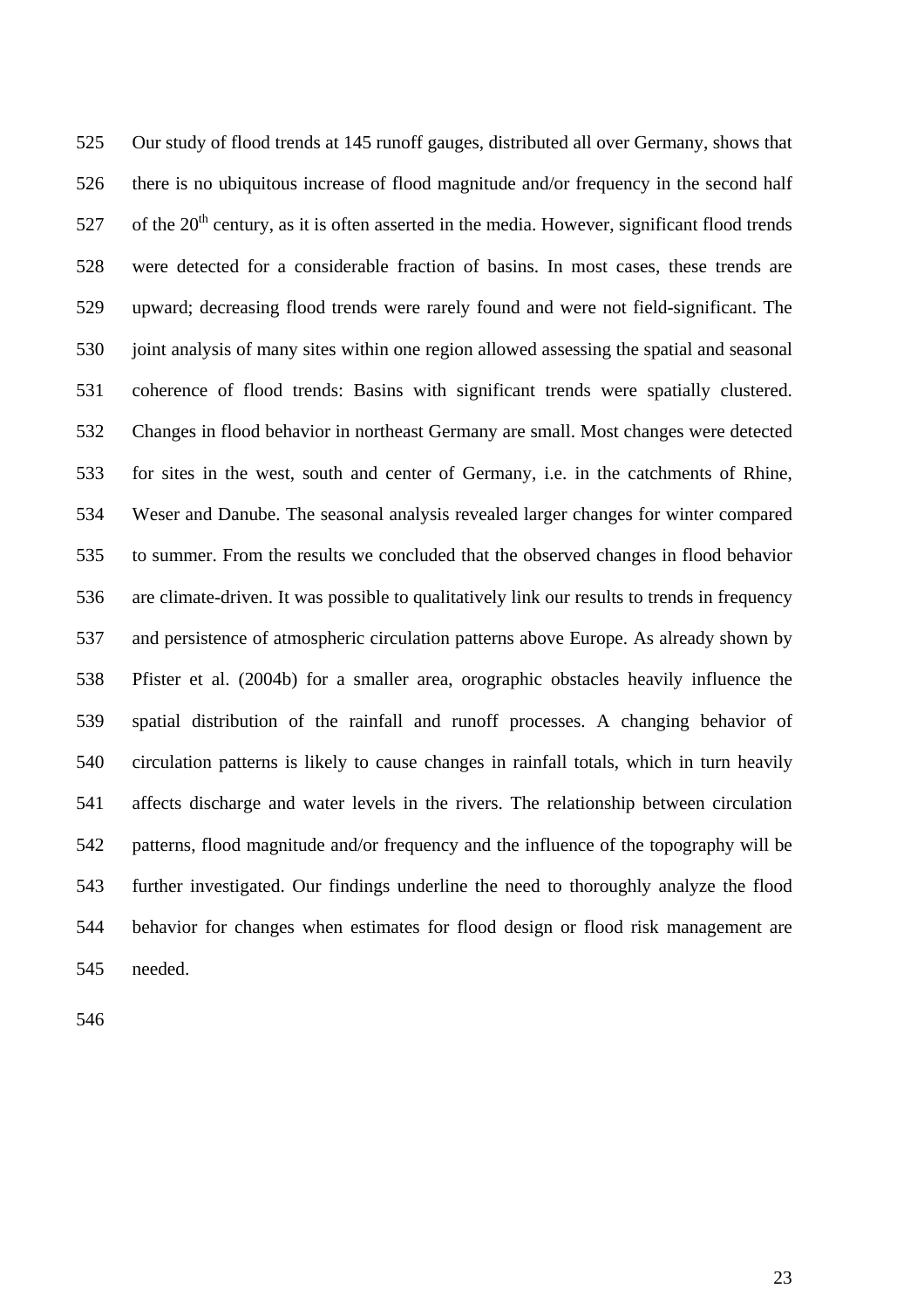Our study of flood trends at 145 runoff gauges, distributed all over Germany, shows that there is no ubiquitous increase of flood magnitude and/or frequency in the second half of the 20th century, as it is often asserted in the media. However, significant flood trends were detected for a considerable fraction of basins. In most cases, these trends are upward; decreasing flood trends were rarely found and were not field-significant. The joint analysis of many sites within one region allowed assessing the spatial and seasonal coherence of flood trends: Basins with significant trends were spatially clustered. Changes in flood behavior in northeast Germany are small. Most changes were detected for sites in the west, south and center of Germany, i.e. in the catchments of Rhine, Weser and Danube. The seasonal analysis revealed larger changes for winter compared to summer. From the results we concluded that the observed changes in flood behavior are climate-driven. It was possible to qualitatively link our results to trends in frequency and persistence of atmospheric circulation patterns above Europe. As already shown by Pfister et al. (2004b) for a smaller area, orographic obstacles heavily influence the spatial distribution of the rainfall and runoff processes. A changing behavior of circulation patterns is likely to cause changes in rainfall totals, which in turn heavily affects discharge and water levels in the rivers. The relationship between circulation patterns, flood magnitude and/or frequency and the influence of the topography will be further investigated. Our findings underline the need to thoroughly analyze the flood behavior for changes when estimates for flood design or flood risk management are needed.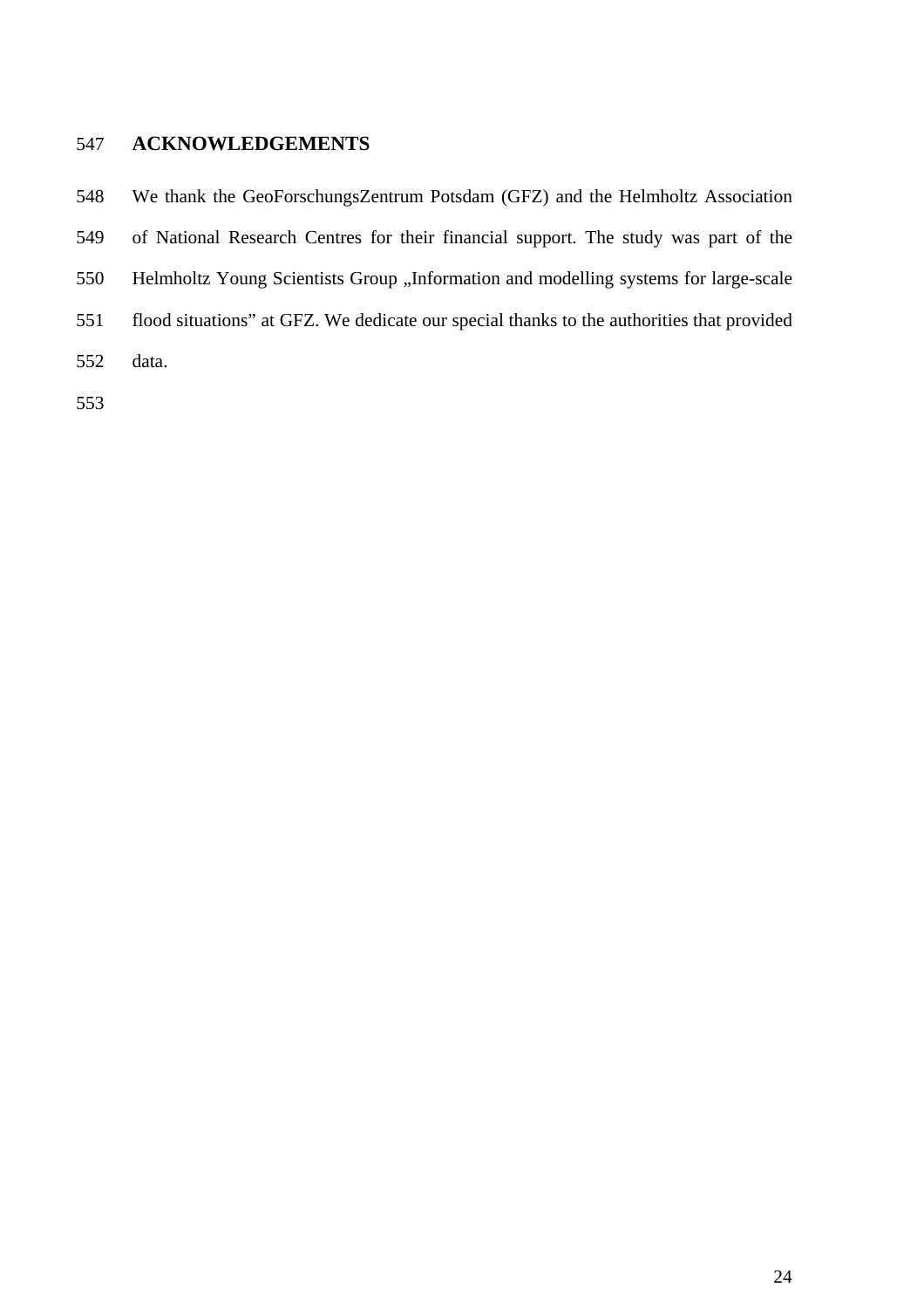## ACKNOWLEDGEMENTS

We thank the GeoForschungsZentrum Potsdam (GFZ) and the Helmholtz Association of National Research Centres for their financial support. The study was part of the Helmholtz Young Scientists Group „Information and modelling systems for large-scale flood situations" at GFZ. We dedicate our special thanks to the authorities that provided data.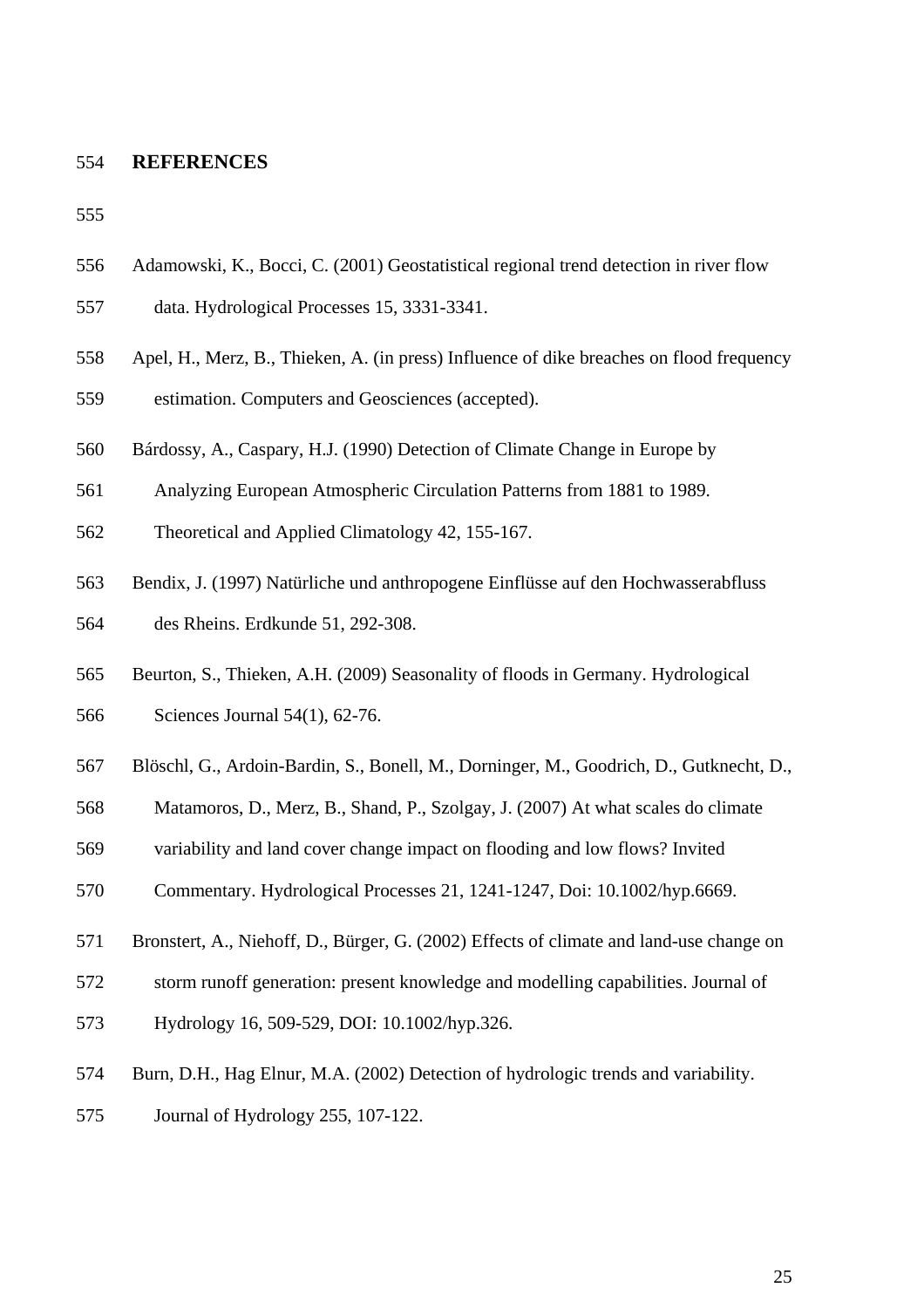## REFERENCES

Adamowski, K., Bocci, C. (2001) Geostatistical regional trend detection in river flow data. Hydrological Processes 15, 3331-3341.

Apel, H., Merz, B., Thieken, A. (in press) Influence of dike breaches on flood frequency estimation. Computers and Geosciences (accepted).

Bárdossy, A., Caspary, H.J. (1990) Detection of Climate Change in Europe by Analyzing European Atmospheric Circulation Patterns from 1881 to 1989. Theoretical and Applied Climatology 42, 155-167.

Bendix, J. (1997) Natürliche und anthropogene Einflüsse auf den Hochwasserabfluss des Rheins. Erdkunde 51, 292-308.

Beurton, S., Thieken, A.H. (2009) Seasonality of floods in Germany. Hydrological Sciences Journal 54(1), 62-76.

Blöschl, G., Ardoin-Bardin, S., Bonell, M., Dorninger, M., Goodrich, D., Gutknecht, D., Matamoros, D., Merz, B., Shand, P., Szolgay, J. (2007) At what scales do climate variability and land cover change impact on flooding and low flows? Invited Commentary. Hydrological Processes 21, 1241-1247, Doi: 10.1002/hyp.6669.

Bronstert, A., Niehoff, D., Bürger, G. (2002) Effects of climate and land-use change on storm runoff generation: present knowledge and modelling capabilities. Journal of Hydrology 16, 509-529, DOI: 10.1002/hyp.326.

Burn, D.H., Hag Elnur, M.A. (2002) Detection of hydrologic trends and variability. Journal of Hydrology 255, 107-122.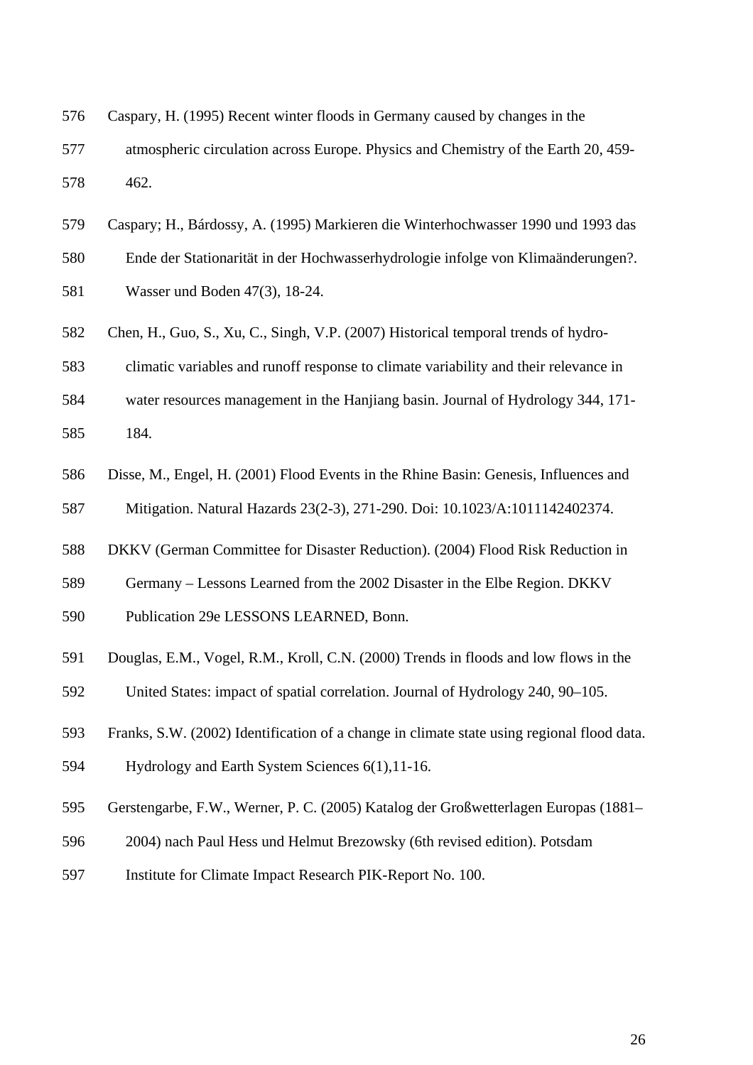Caspary, H. (1995) Recent winter floods in Germany caused by changes in the atmospheric circulation across Europe. Physics and Chemistry of the Earth 20, 459-462.

Caspary; H., Bárdossy, A. (1995) Markieren die Winterhochwasser 1990 und 1993 das Ende der Stationarität in der Hochwasserhydrologie infolge von Klimaänderungen?. Wasser und Boden 47(3), 18-24.

Chen, H., Guo, S., Xu, C., Singh, V.P. (2007) Historical temporal trends of hydro-climatic variables and runoff response to climate variability and their relevance in water resources management in the Hanjiang basin. Journal of Hydrology 344, 171-184.

Disse, M., Engel, H. (2001) Flood Events in the Rhine Basin: Genesis, Influences and Mitigation. Natural Hazards 23(2-3), 271-290. Doi: 10.1023/A:1011142402374.

DKKV (German Committee for Disaster Reduction). (2004) Flood Risk Reduction in Germany – Lessons Learned from the 2002 Disaster in the Elbe Region. DKKV Publication 29e LESSONS LEARNED, Bonn.

Douglas, E.M., Vogel, R.M., Kroll, C.N. (2000) Trends in floods and low flows in the United States: impact of spatial correlation. Journal of Hydrology 240, 90–105.

Franks, S.W. (2002) Identification of a change in climate state using regional flood data. Hydrology and Earth System Sciences 6(1),11-16.

Gerstengarbe, F.W., Werner, P. C. (2005) Katalog der Großwetterlagen Europas (1881–2004) nach Paul Hess und Helmut Brezowsky (6th revised edition). Potsdam Institute for Climate Impact Research PIK-Report No. 100.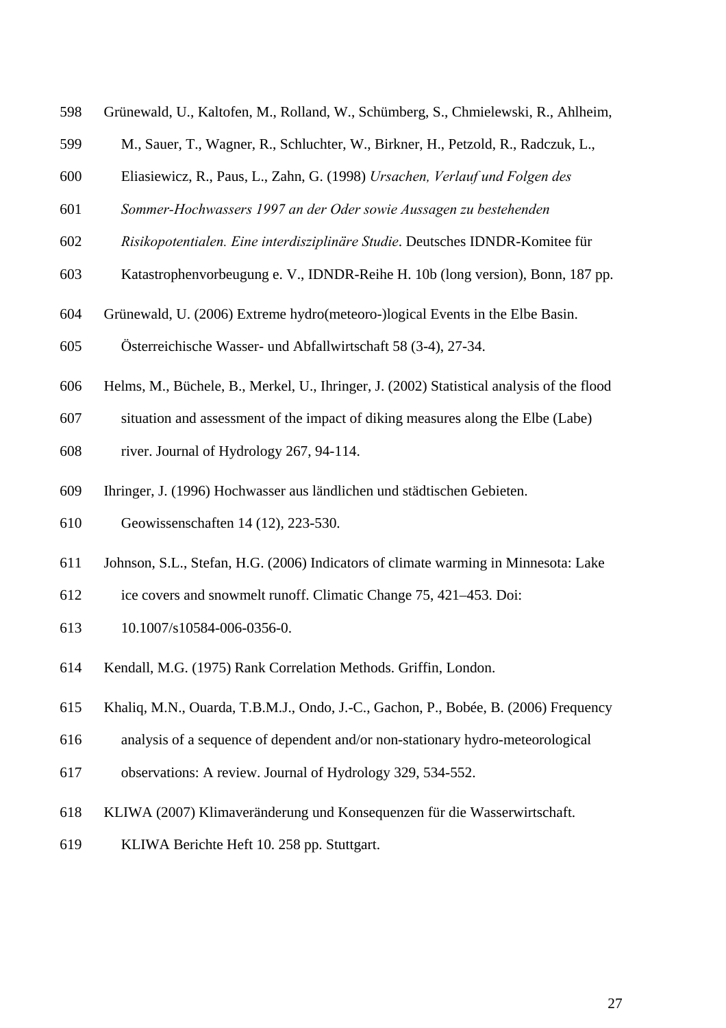Grünewald, U., Kaltofen, M., Rolland, W., Schümberg, S., Chmielewski, R., Ahlheim, M., Sauer, T., Wagner, R., Schluchter, W., Birkner, H., Petzold, R., Radczuk, L., Eliasiewicz, R., Paus, L., Zahn, G. (1998) *Ursachen, Verlauf und Folgen des Sommer-Hochwassers 1997 an der Oder sowie Aussagen zu bestehenden Risikopotentialen. Eine interdisziplinäre Studie*. Deutsches IDNDR-Komitee für Katastrophenvorbeugung e. V., IDNDR-Reihe H. 10b (long version), Bonn, 187 pp.

Grünewald, U. (2006) Extreme hydro(meteoro-)logical Events in the Elbe Basin. Österreichische Wasser- und Abfallwirtschaft 58 (3-4), 27-34.

Helms, M., Büchele, B., Merkel, U., Ihringer, J. (2002) Statistical analysis of the flood situation and assessment of the impact of diking measures along the Elbe (Labe) river. Journal of Hydrology 267, 94-114.

Ihringer, J. (1996) Hochwasser aus ländlichen und städtischen Gebieten. Geowissenschaften 14 (12), 223-530.

Johnson, S.L., Stefan, H.G. (2006) Indicators of climate warming in Minnesota: Lake ice covers and snowmelt runoff. Climatic Change 75, 421–453. Doi: 10.1007/s10584-006-0356-0.

Kendall, M.G. (1975) Rank Correlation Methods. Griffin, London.

Khaliq, M.N., Ouarda, T.B.M.J., Ondo, J.-C., Gachon, P., Bobée, B. (2006) Frequency analysis of a sequence of dependent and/or non-stationary hydro-meteorological observations: A review. Journal of Hydrology 329, 534-552.

KLIWA (2007) Klimaveränderung und Konsequenzen für die Wasserwirtschaft. KLIWA Berichte Heft 10. 258 pp. Stuttgart.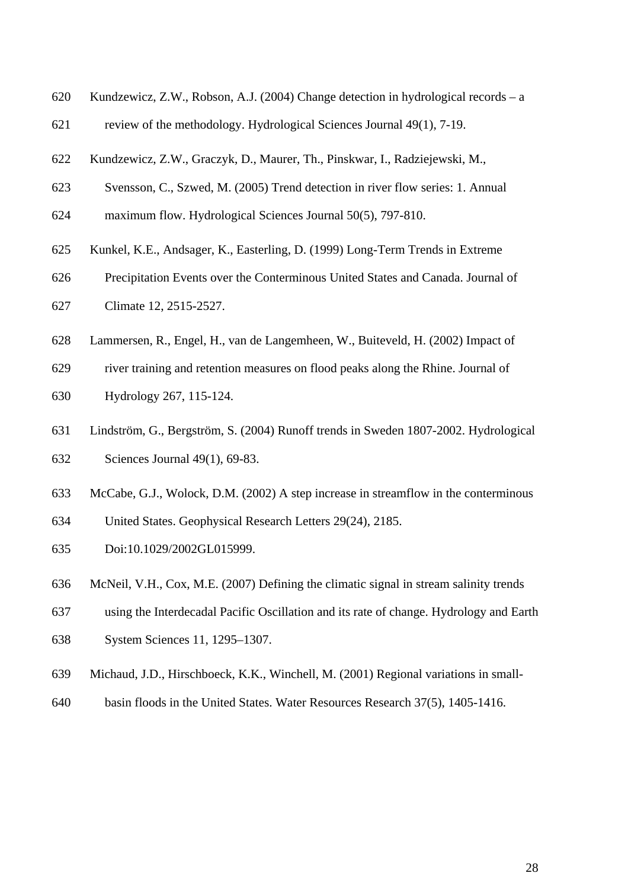Kundzewicz, Z.W., Robson, A.J. (2004) Change detection in hydrological records – a review of the methodology. Hydrological Sciences Journal 49(1), 7-19.

Kundzewicz, Z.W., Graczyk, D., Maurer, Th., Pinskwar, I., Radziejewski, M., Svensson, C., Szwed, M. (2005) Trend detection in river flow series: 1. Annual maximum flow. Hydrological Sciences Journal 50(5), 797-810.

Kunkel, K.E., Andsager, K., Easterling, D. (1999) Long-Term Trends in Extreme Precipitation Events over the Conterminous United States and Canada. Journal of Climate 12, 2515-2527.

Lammersen, R., Engel, H., van de Langemheen, W., Buiteveld, H. (2002) Impact of river training and retention measures on flood peaks along the Rhine. Journal of Hydrology 267, 115-124.

Lindström, G., Bergström, S. (2004) Runoff trends in Sweden 1807-2002. Hydrological Sciences Journal 49(1), 69-83.

McCabe, G.J., Wolock, D.M. (2002) A step increase in streamflow in the conterminous United States. Geophysical Research Letters 29(24), 2185. Doi:10.1029/2002GL015999.

McNeil, V.H., Cox, M.E. (2007) Defining the climatic signal in stream salinity trends using the Interdecadal Pacific Oscillation and its rate of change. Hydrology and Earth System Sciences 11, 1295–1307.

Michaud, J.D., Hirschboeck, K.K., Winchell, M. (2001) Regional variations in small-basin floods in the United States. Water Resources Research 37(5), 1405-1416.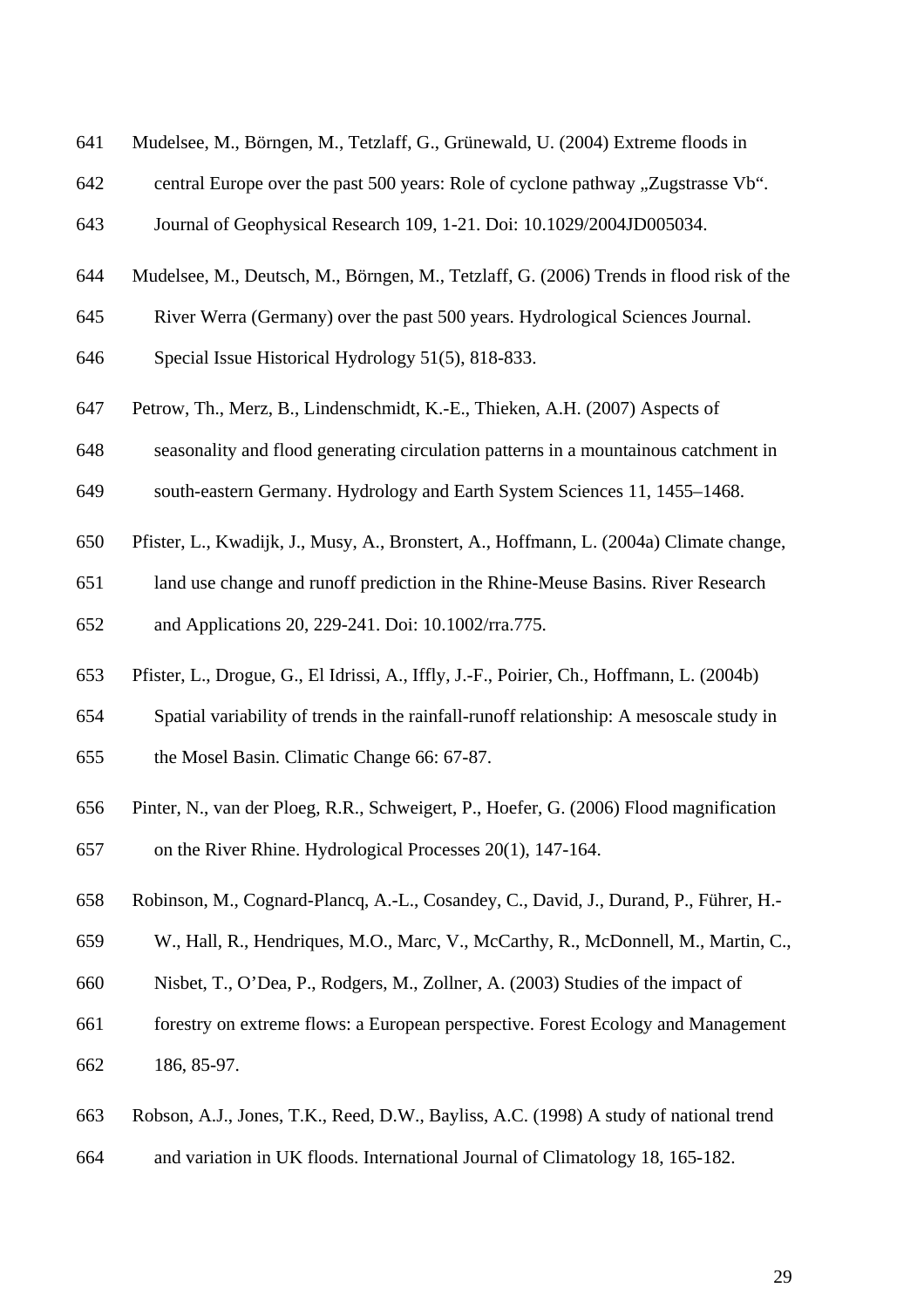Mudelsee, M., Börngen, M., Tetzlaff, G., Grünewald, U. (2004) Extreme floods in central Europe over the past 500 years: Role of cyclone pathway „Zugstrasse Vb“. Journal of Geophysical Research 109, 1-21. Doi: 10.1029/2004JD005034.

Mudelsee, M., Deutsch, M., Börngen, M., Tetzlaff, G. (2006) Trends in flood risk of the River Werra (Germany) over the past 500 years. Hydrological Sciences Journal. Special Issue Historical Hydrology 51(5), 818-833.

Petrow, Th., Merz, B., Lindenschmidt, K.-E., Thieken, A.H. (2007) Aspects of seasonality and flood generating circulation patterns in a mountainous catchment in south-eastern Germany. Hydrology and Earth System Sciences 11, 1455–1468.

Pfister, L., Kwadijk, J., Musy, A., Bronstert, A., Hoffmann, L. (2004a) Climate change, land use change and runoff prediction in the Rhine-Meuse Basins. River Research and Applications 20, 229-241. Doi: 10.1002/rra.775.

Pfister, L., Drogue, G., El Idrissi, A., Iffly, J.-F., Poirier, Ch., Hoffmann, L. (2004b) Spatial variability of trends in the rainfall-runoff relationship: A mesoscale study in the Mosel Basin. Climatic Change 66: 67-87.

Pinter, N., van der Ploeg, R.R., Schweigert, P., Hoefer, G. (2006) Flood magnification on the River Rhine. Hydrological Processes 20(1), 147-164.

Robinson, M., Cognard-Plancq, A.-L., Cosandey, C., David, J., Durand, P., Führer, H.-W., Hall, R., Hendriques, M.O., Marc, V., McCarthy, R., McDonnell, M., Martin, C., Nisbet, T., O’Dea, P., Rodgers, M., Zollner, A. (2003) Studies of the impact of forestry on extreme flows: a European perspective. Forest Ecology and Management 186, 85-97.

Robson, A.J., Jones, T.K., Reed, D.W., Bayliss, A.C. (1998) A study of national trend and variation in UK floods. International Journal of Climatology 18, 165-182.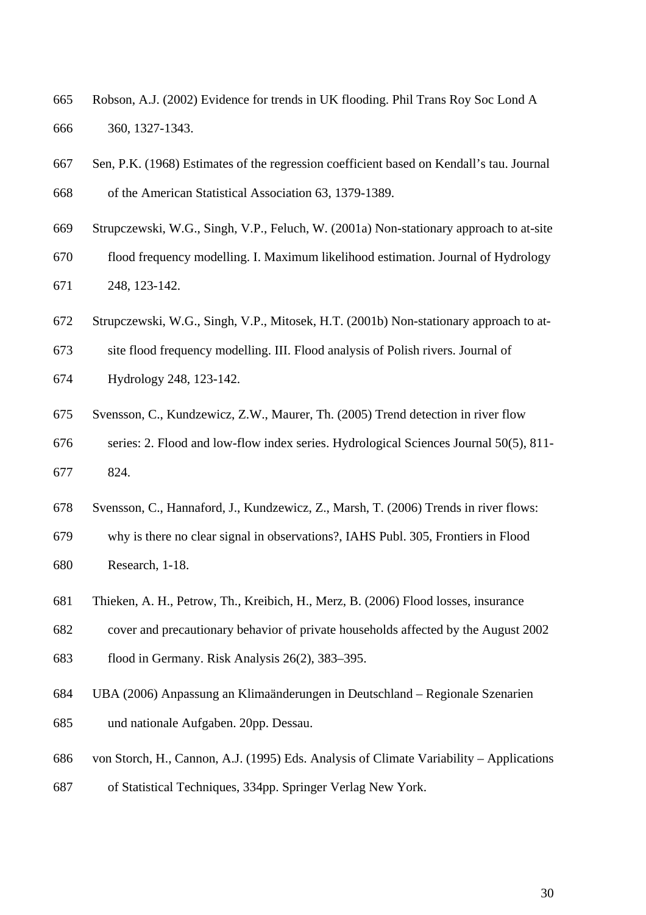Robson, A.J. (2002) Evidence for trends in UK flooding. Phil Trans Roy Soc Lond A 360, 1327-1343.

Sen, P.K. (1968) Estimates of the regression coefficient based on Kendall's tau. Journal of the American Statistical Association 63, 1379-1389.

Strupczewski, W.G., Singh, V.P., Feluch, W. (2001a) Non-stationary approach to at-site flood frequency modelling. I. Maximum likelihood estimation. Journal of Hydrology 248, 123-142.

Strupczewski, W.G., Singh, V.P., Mitosek, H.T. (2001b) Non-stationary approach to at-site flood frequency modelling. III. Flood analysis of Polish rivers. Journal of Hydrology 248, 123-142.

Svensson, C., Kundzewicz, Z.W., Maurer, Th. (2005) Trend detection in river flow series: 2. Flood and low-flow index series. Hydrological Sciences Journal 50(5), 811-824.

Svensson, C., Hannaford, J., Kundzewicz, Z., Marsh, T. (2006) Trends in river flows: why is there no clear signal in observations?, IAHS Publ. 305, Frontiers in Flood Research, 1-18.

Thieken, A. H., Petrow, Th., Kreibich, H., Merz, B. (2006) Flood losses, insurance cover and precautionary behavior of private households affected by the August 2002 flood in Germany. Risk Analysis 26(2), 383–395.

UBA (2006) Anpassung an Klimaänderungen in Deutschland – Regionale Szenarien und nationale Aufgaben. 20pp. Dessau.

von Storch, H., Cannon, A.J. (1995) Eds. Analysis of Climate Variability – Applications of Statistical Techniques, 334pp. Springer Verlag New York.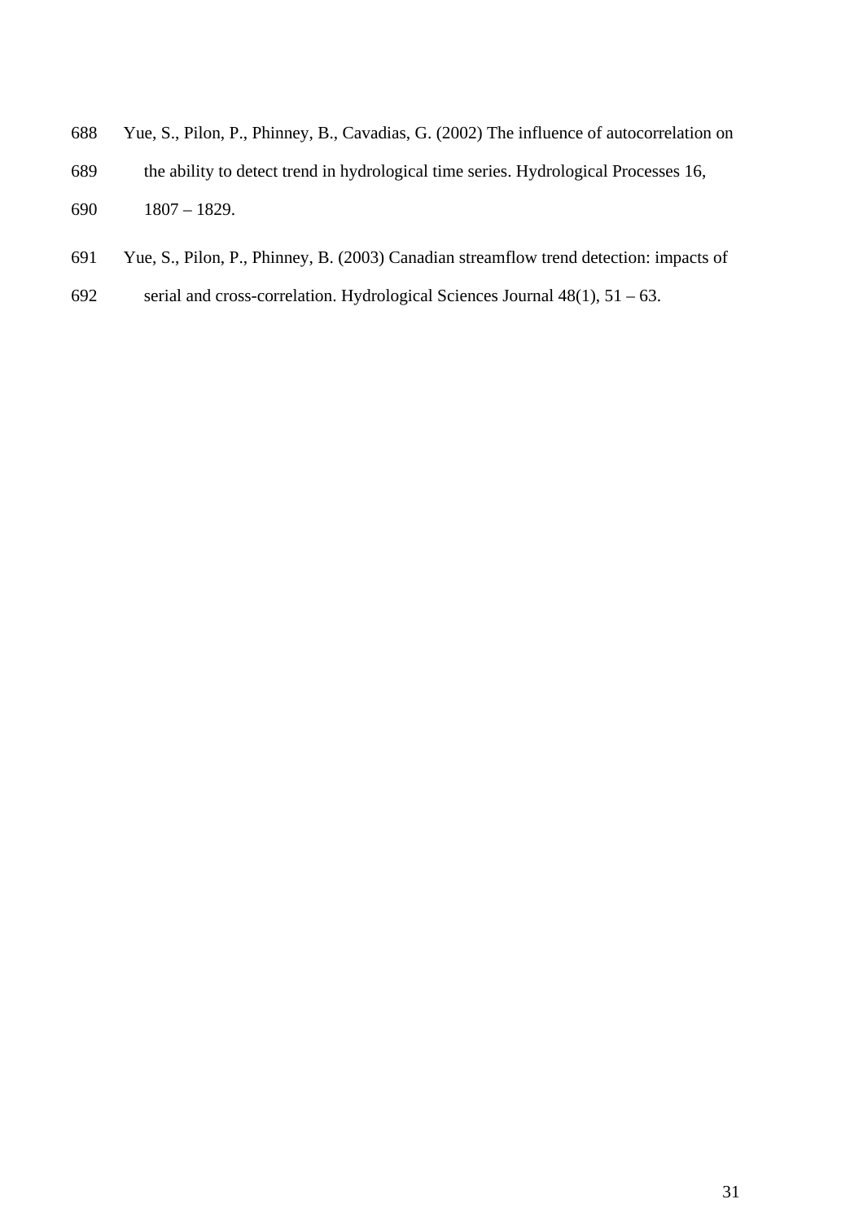Yue, S., Pilon, P., Phinney, B., Cavadias, G. (2002) The influence of autocorrelation on the ability to detect trend in hydrological time series. Hydrological Processes 16, 1807 – 1829.

Yue, S., Pilon, P., Phinney, B. (2003) Canadian streamflow trend detection: impacts of serial and cross-correlation. Hydrological Sciences Journal 48(1), 51 – 63.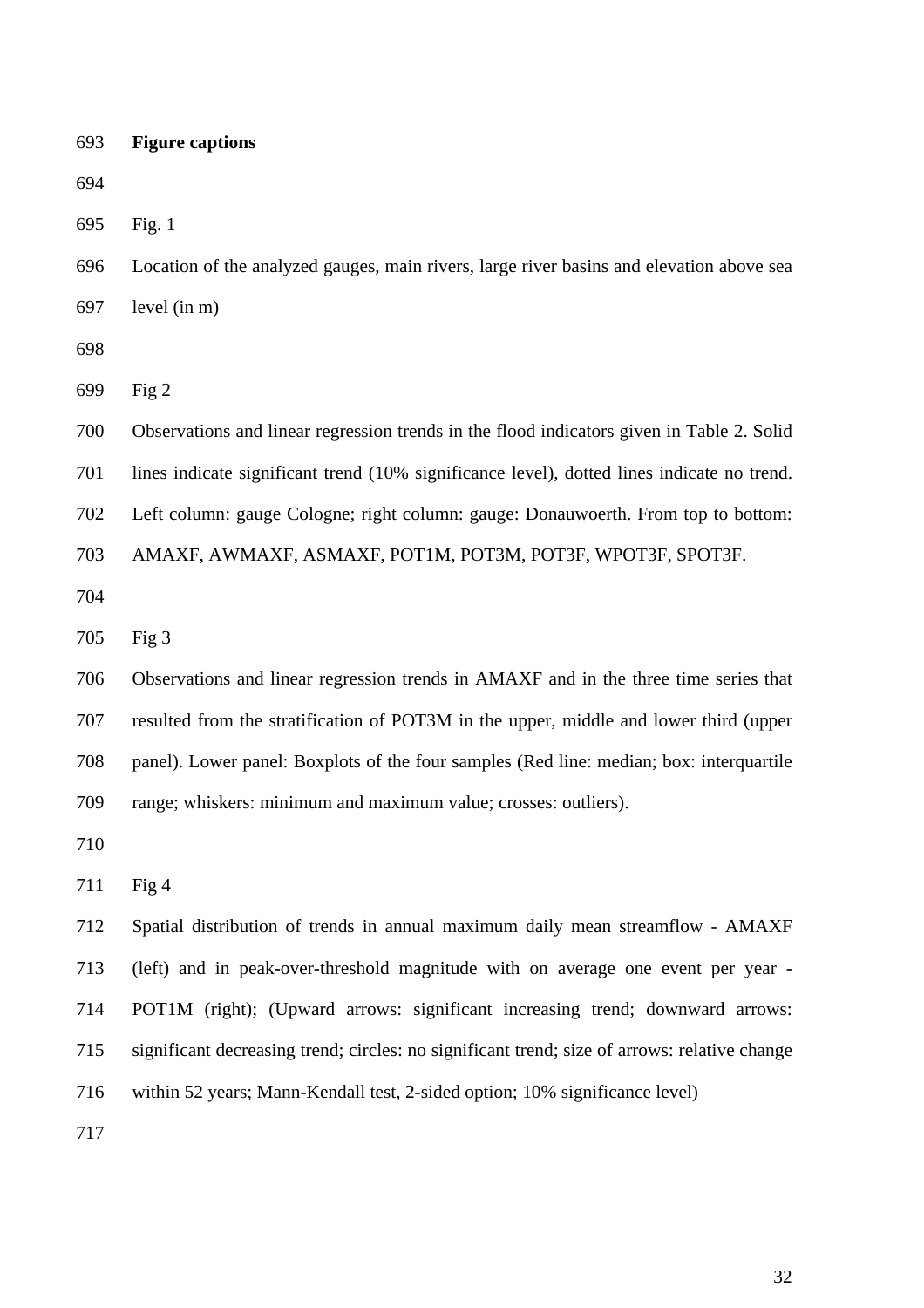**Figure captions**

Fig. 1

Location of the analyzed gauges, main rivers, large river basins and elevation above sea level (in m)

Fig 2

Observations and linear regression trends in the flood indicators given in Table 2. Solid lines indicate significant trend (10% significance level), dotted lines indicate no trend. Left column: gauge Cologne; right column: gauge: Donauwoerth. From top to bottom: AMAXF, AWMAXF, ASMAXF, POT1M, POT3M, POT3F, WPOT3F, SPOT3F.

Fig 3

Observations and linear regression trends in AMAXF and in the three time series that resulted from the stratification of POT3M in the upper, middle and lower third (upper panel). Lower panel: Boxplots of the four samples (Red line: median; box: interquartile range; whiskers: minimum and maximum value; crosses: outliers).

Fig 4

Spatial distribution of trends in annual maximum daily mean streamflow - AMAXF (left) and in peak-over-threshold magnitude with on average one event per year - POT1M (right); (Upward arrows: significant increasing trend; downward arrows: significant decreasing trend; circles: no significant trend; size of arrows: relative change within 52 years; Mann-Kendall test, 2-sided option; 10% significance level)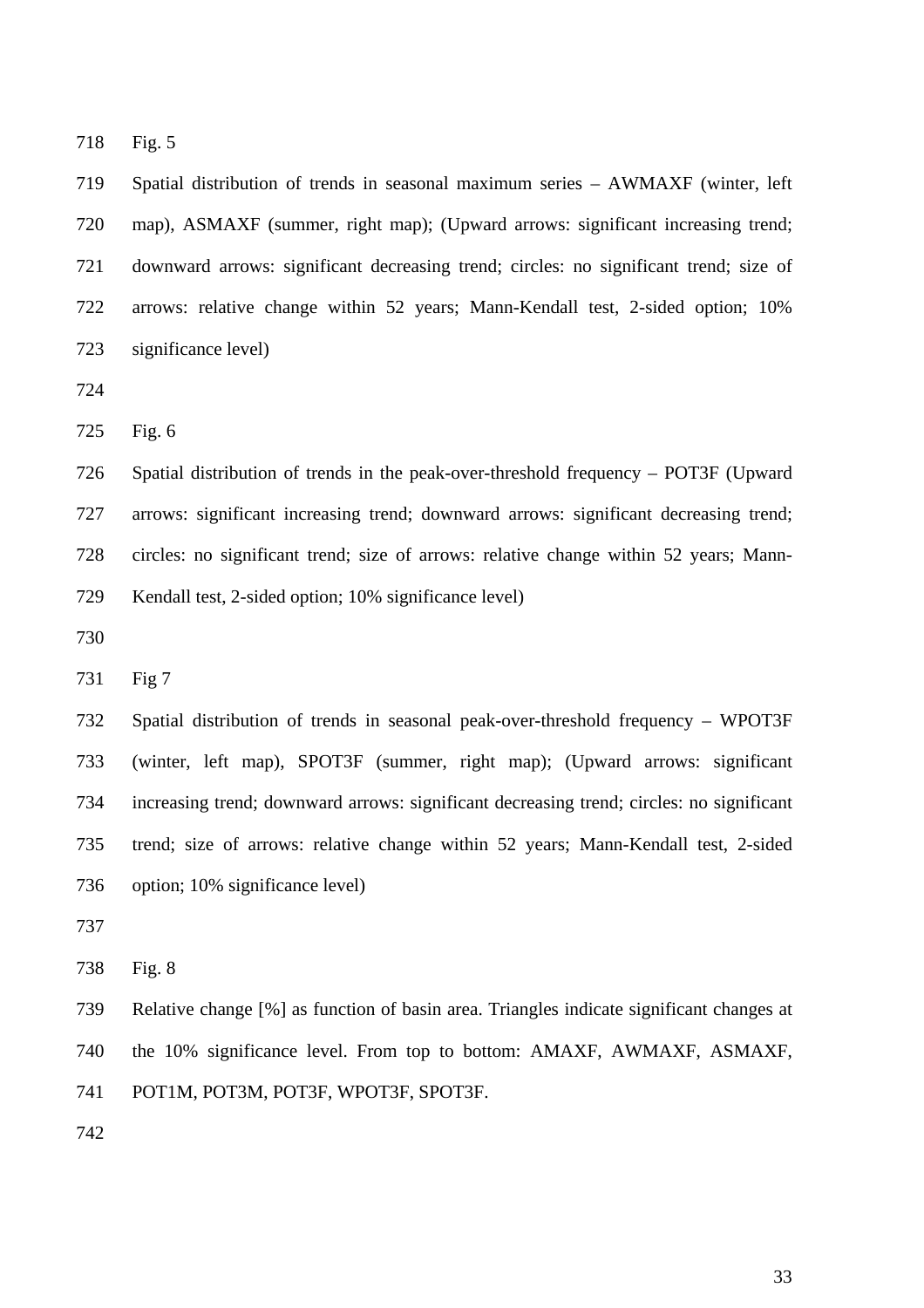Fig. 5

Spatial distribution of trends in seasonal maximum series – AWMAXF (winter, left map), ASMAXF (summer, right map); (Upward arrows: significant increasing trend; downward arrows: significant decreasing trend; circles: no significant trend; size of arrows: relative change within 52 years; Mann-Kendall test, 2-sided option; 10% significance level)

Fig. 6

Spatial distribution of trends in the peak-over-threshold frequency – POT3F (Upward arrows: significant increasing trend; downward arrows: significant decreasing trend; circles: no significant trend; size of arrows: relative change within 52 years; Mann-Kendall test, 2-sided option; 10% significance level)

Fig 7

Spatial distribution of trends in seasonal peak-over-threshold frequency – WPOT3F (winter, left map), SPOT3F (summer, right map); (Upward arrows: significant increasing trend; downward arrows: significant decreasing trend; circles: no significant trend; size of arrows: relative change within 52 years; Mann-Kendall test, 2-sided option; 10% significance level)

Fig. 8

Relative change [%] as function of basin area. Triangles indicate significant changes at the 10% significance level. From top to bottom: AMAXF, AWMAXF, ASMAXF, POT1M, POT3M, POT3F, WPOT3F, SPOT3F.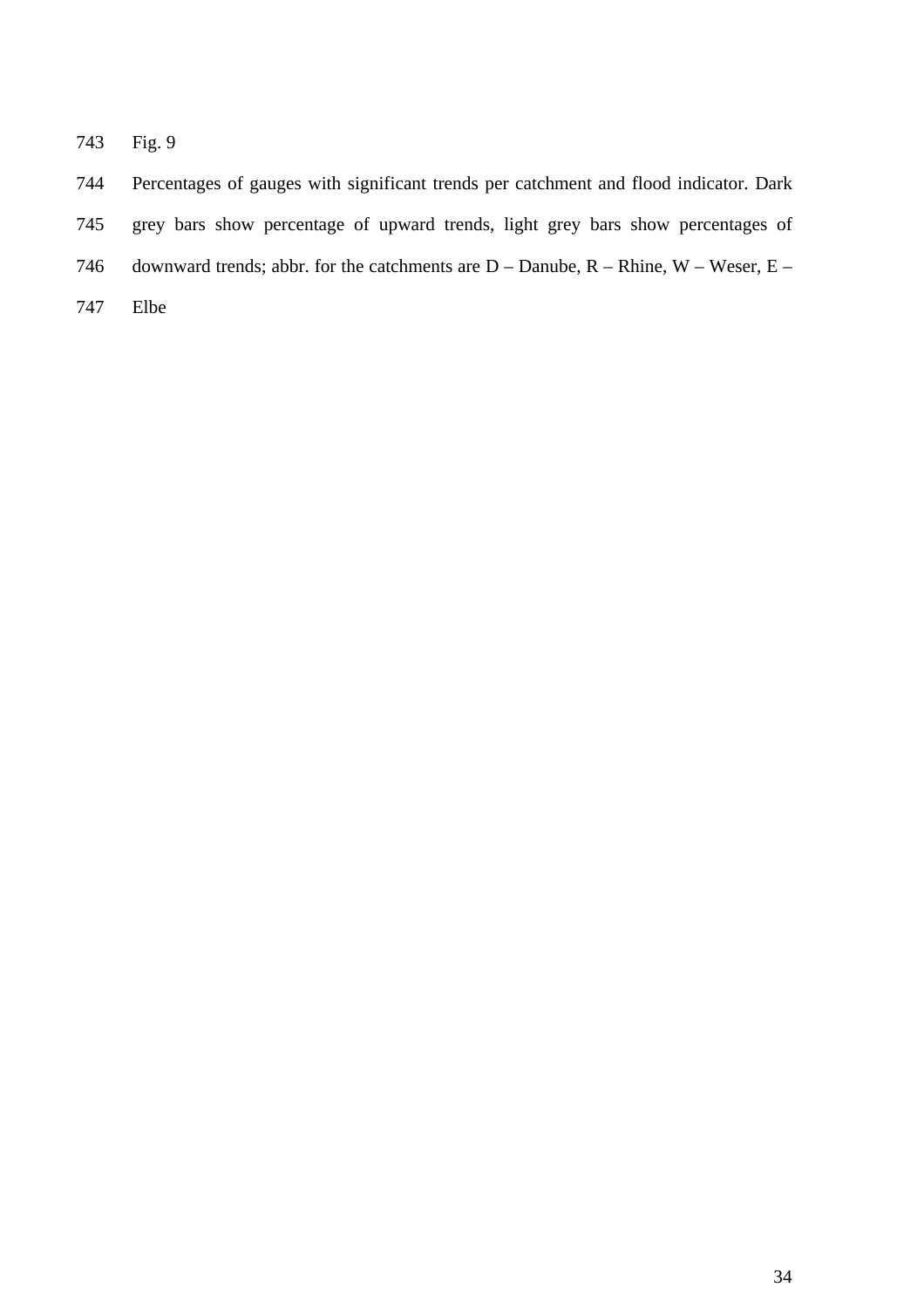Fig. 9

Percentages of gauges with significant trends per catchment and flood indicator. Dark grey bars show percentage of upward trends, light grey bars show percentages of downward trends; abbr. for the catchments are D – Danube, R – Rhine, W – Weser, E – Elbe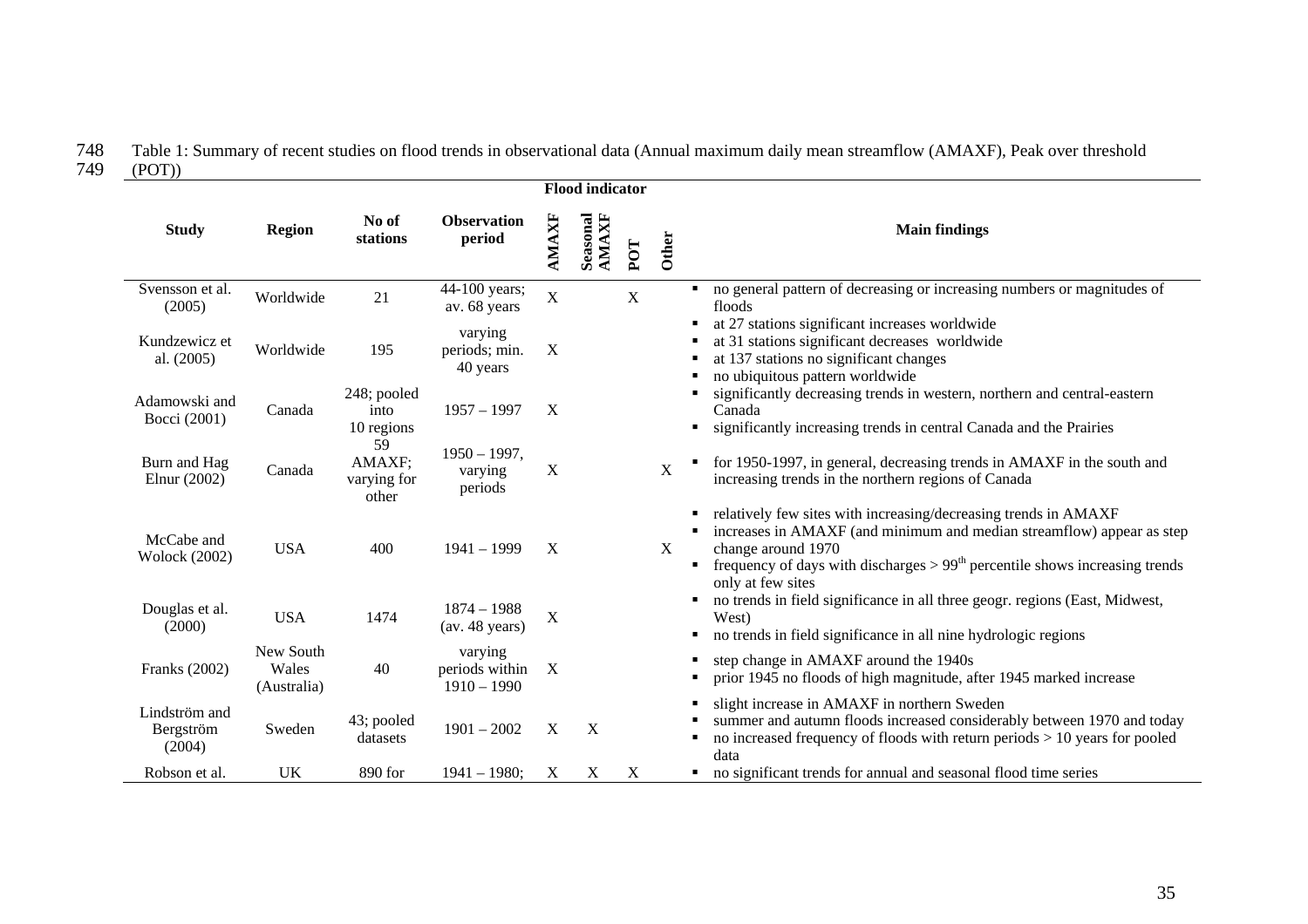Table 1: Summary of recent studies on flood trends in observational data (Annual maximum daily mean streamflow (AMAXF), Peak over threshold (POT))

| Study | Region | No of stations | Observation period | Flood indicator | | | | Main findings |
|---|---|---|---|---|---|---|---|---|
| | | | | AMAXF | Seasonal AMAXF | POT | Other | |
| Svensson et al. (2005) | Worldwide | 21 | 44-100 years; av. 68 years | X | | X | | ▪ no general pattern of decreasing or increasing numbers or magnitudes of floods |
| Kundzewicz et al. (2005) | Worldwide | 195 | varying periods; min. 40 years | X | | | | ▪ at 27 stations significant increases worldwide<br>▪ at 31 stations significant decreases worldwide<br>▪ at 137 stations no significant changes<br>▪ no ubiquitous pattern worldwide |
| Adamowski and Bocci (2001) | Canada | 248; pooled into 10 regions | 1957 – 1997 | X | | | | ▪ significantly decreasing trends in western, northern and central-eastern Canada<br>▪ significantly increasing trends in central Canada and the Prairies |
| Burn and Hag Elnur (2002) | Canada | 59 AMAXF; varying for other | 1950 – 1997, varying periods | X | | | X | ▪ for 1950-1997, in general, decreasing trends in AMAXF in the south and increasing trends in the northern regions of Canada |
| McCabe and Wolock (2002) | USA | 400 | 1941 – 1999 | X | | | X | ▪ relatively few sites with increasing/decreasing trends in AMAXF<br>▪ increases in AMAXF (and minimum and median streamflow) appear as step change around 1970<br>▪ frequency of days with discharges > 99[th] percentile shows increasing trends only at few sites |
| Douglas et al. (2000) | USA | 1474 | 1874 – 1988 (av. 48 years) | X | | | | ▪ no trends in field significance in all three geogr. regions (East, Midwest, West)<br>▪ no trends in field significance in all nine hydrologic regions |
| Franks (2002) | New South Wales (Australia) | 40 | varying periods within 1910 – 1990 | X | | | | ▪ step change in AMAXF around the 1940s<br>▪ prior 1945 no floods of high magnitude, after 1945 marked increase |
| Lindström and Bergström (2004) | Sweden | 43; pooled datasets | 1901 – 2002 | X | X | | | ▪ slight increase in AMAXF in northern Sweden<br>▪ summer and autumn floods increased considerably between 1970 and today<br>▪ no increased frequency of floods with return periods > 10 years for pooled data |
| Robson et al. | UK | 890 for | 1941 – 1980; | X | X | X | | ▪ no significant trends for annual and seasonal flood time series |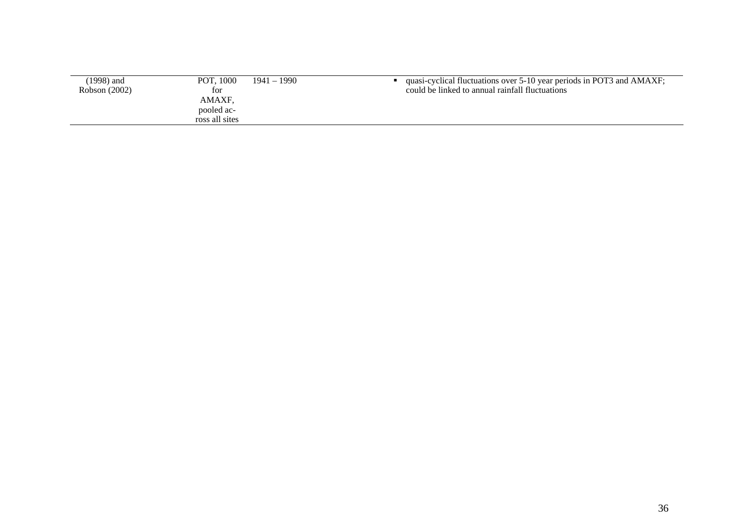| | | | |
|---|---|---|---|
| (1998) and Robson (2002) | POT, 1000 for AMAXF, pooled across all sites | 1941 – 1990 | ▪ quasi-cyclical fluctuations over 5-10 year periods in POT3 and AMAXF; could be linked to annual rainfall fluctuations |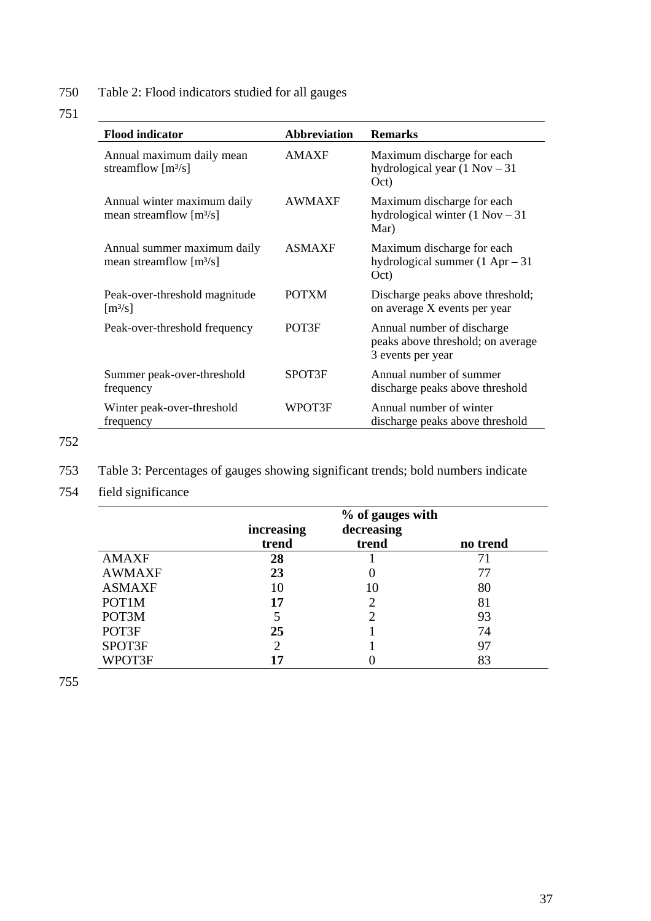Table 2: Flood indicators studied for all gauges

| **Flood indicator** | **Abbreviation** | **Remarks** |
|---|---|---|
| Annual maximum daily mean streamflow [m³/s] | AMAXF | Maximum discharge for each hydrological year (1 Nov – 31 Oct) |
| Annual winter maximum daily mean streamflow [m³/s] | AWMAXF | Maximum discharge for each hydrological winter (1 Nov – 31 Mar) |
| Annual summer maximum daily mean streamflow [m³/s] | ASMAXF | Maximum discharge for each hydrological summer (1 Apr – 31 Oct) |
| Peak-over-threshold magnitude [m³/s] | POTXM | Discharge peaks above threshold; on average X events per year |
| Peak-over-threshold frequency | POT3F | Annual number of discharge peaks above threshold; on average 3 events per year |
| Summer peak-over-threshold frequency | SPOT3F | Annual number of summer discharge peaks above threshold |
| Winter peak-over-threshold frequency | WPOT3F | Annual number of winter discharge peaks above threshold |

Table 3: Percentages of gauges showing significant trends; bold numbers indicate field significance

| | % of gauges with | | |
|---|---|---|---|
| | **increasing trend** | **decreasing trend** | **no trend** |
| AMAXF | **28** | 1 | 71 |
| AWMAXF | **23** | 0 | 77 |
| ASMAXF | 10 | 10 | 80 |
| POT1M | **17** | 2 | 81 |
| POT3M | 5 | 2 | 93 |
| POT3F | **25** | 1 | 74 |
| SPOT3F | 2 | 1 | 97 |
| WPOT3F | **17** | 0 | 83 |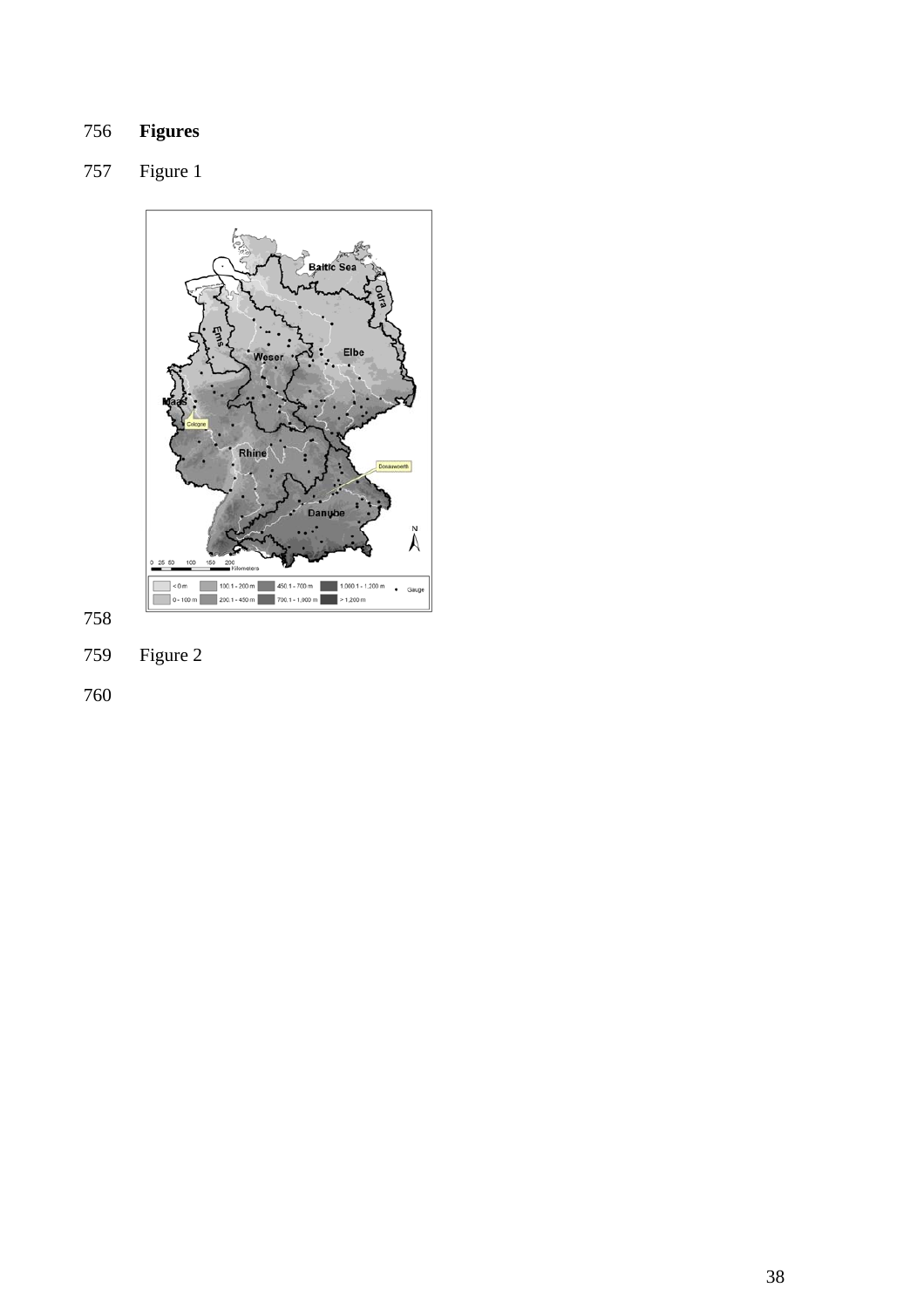**Figures**

Figure 1

Figure 2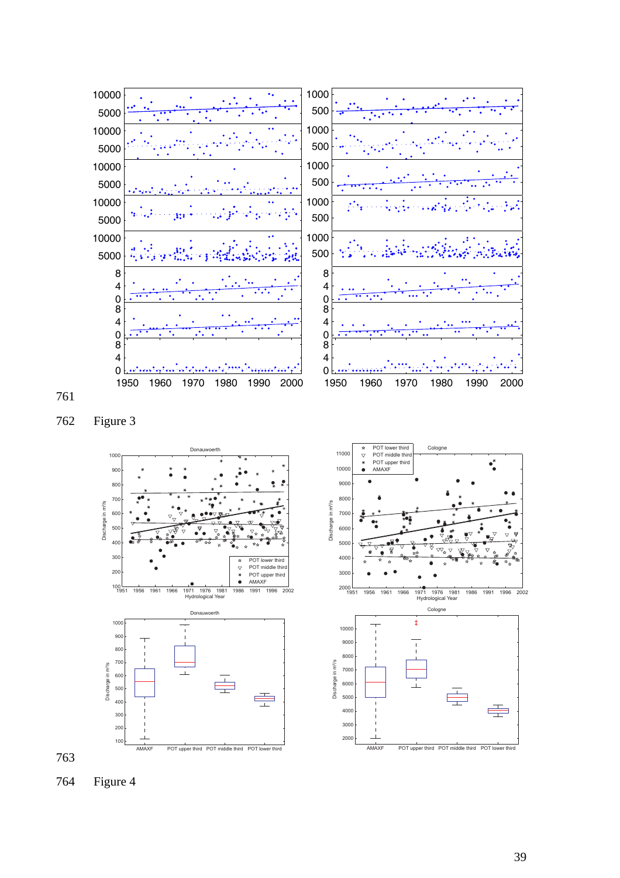761

762 Figure 3

763

764 Figure 4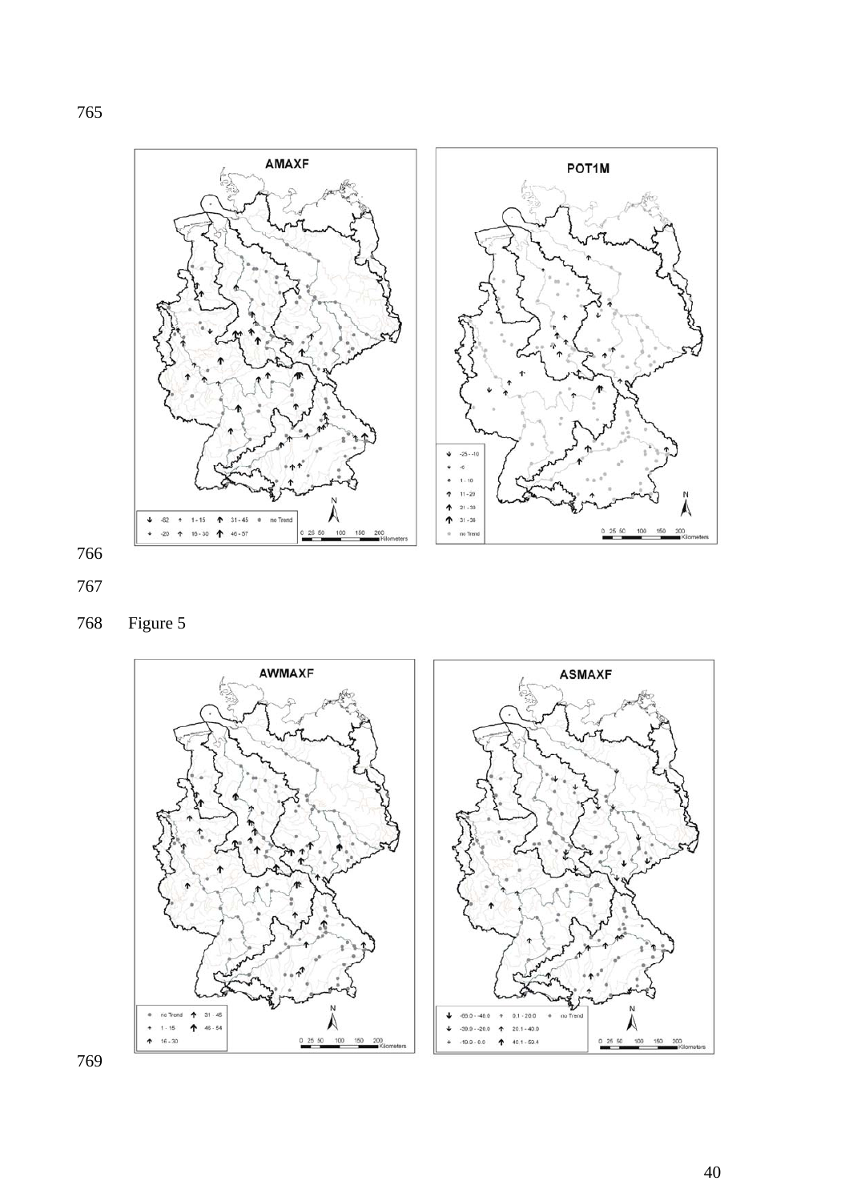Figure 5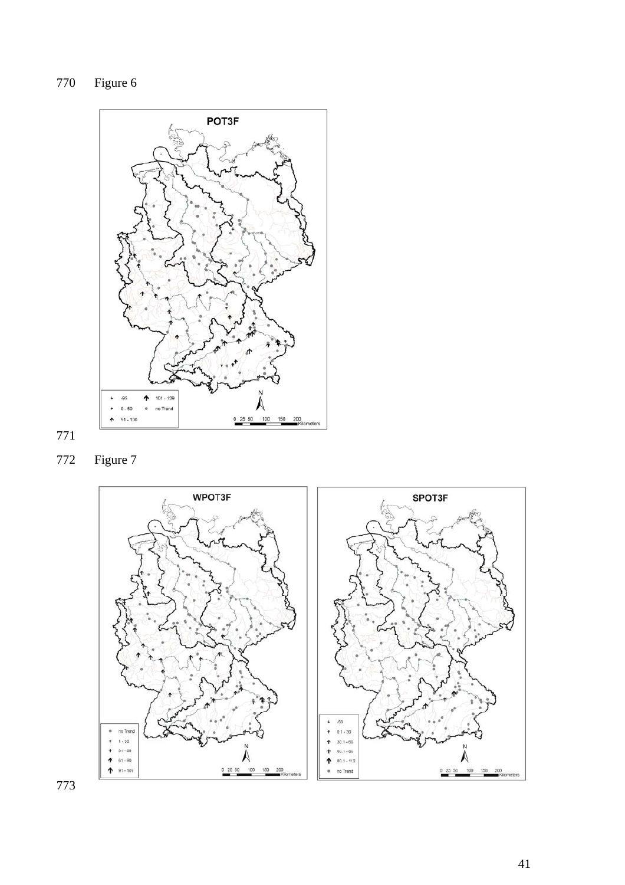Figure 6

Figure 7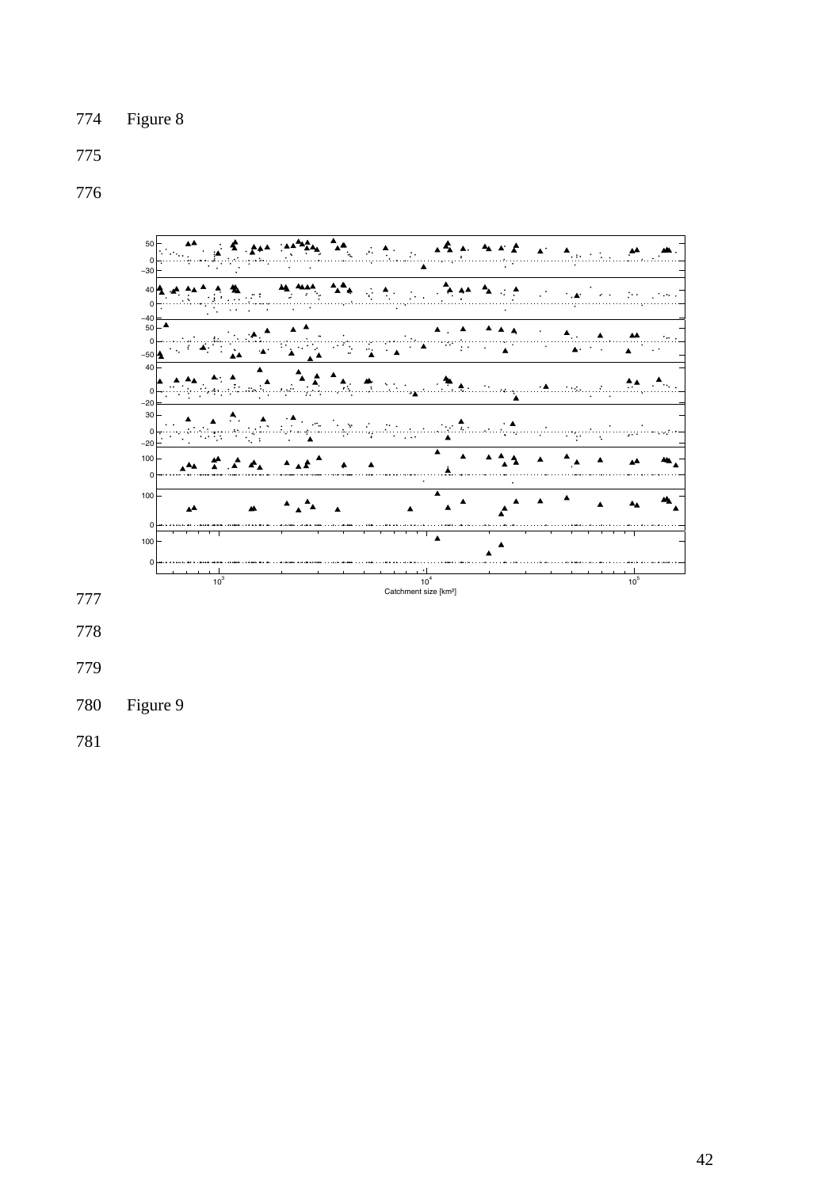774 Figure 8

775

776

777

778

779

780 Figure 9

781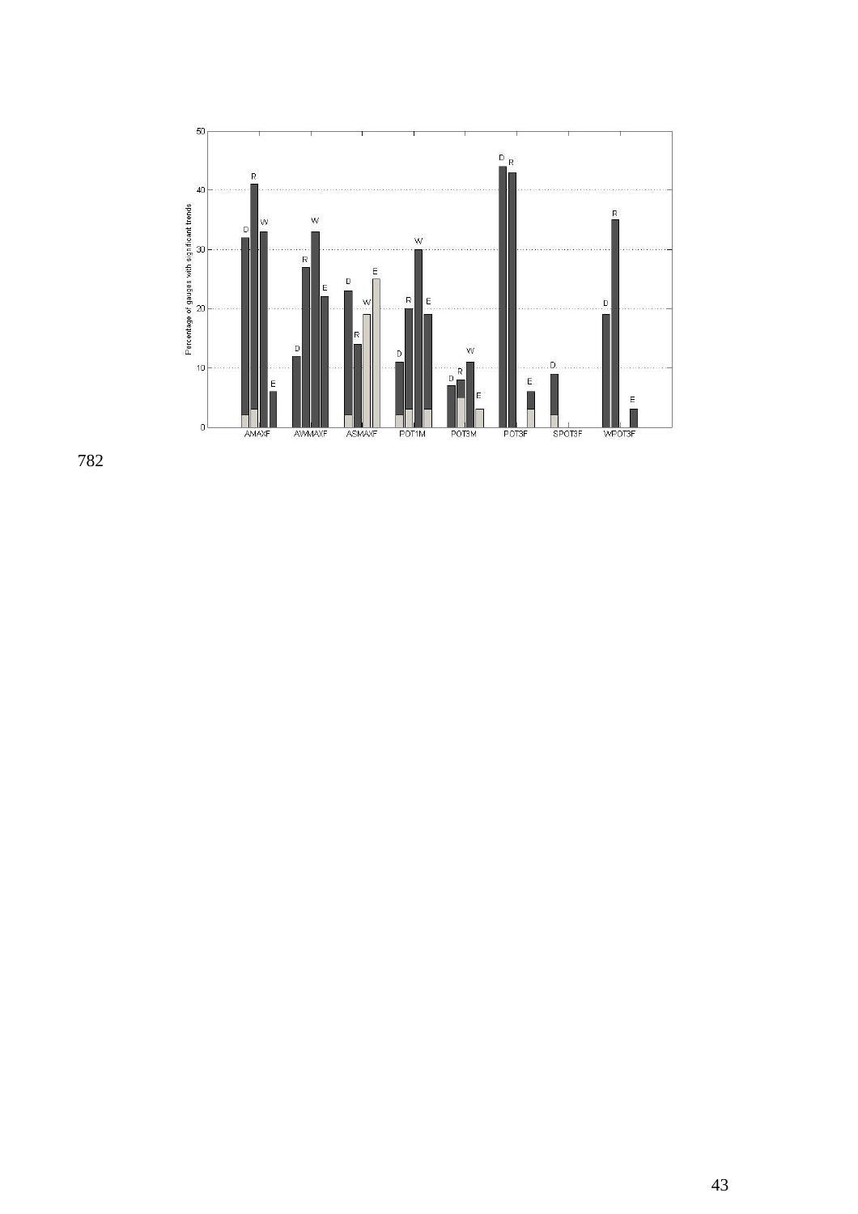Percentage of gauges with significant trends

50

40

30

20

10

0

D R W E

D R W E

D R W E

D R W E

D R W E

D R E

D

D R E

AMAXF AWMAXF ASMAXF POT1M POT3M POT3F SPOT3F WPOT3F

782